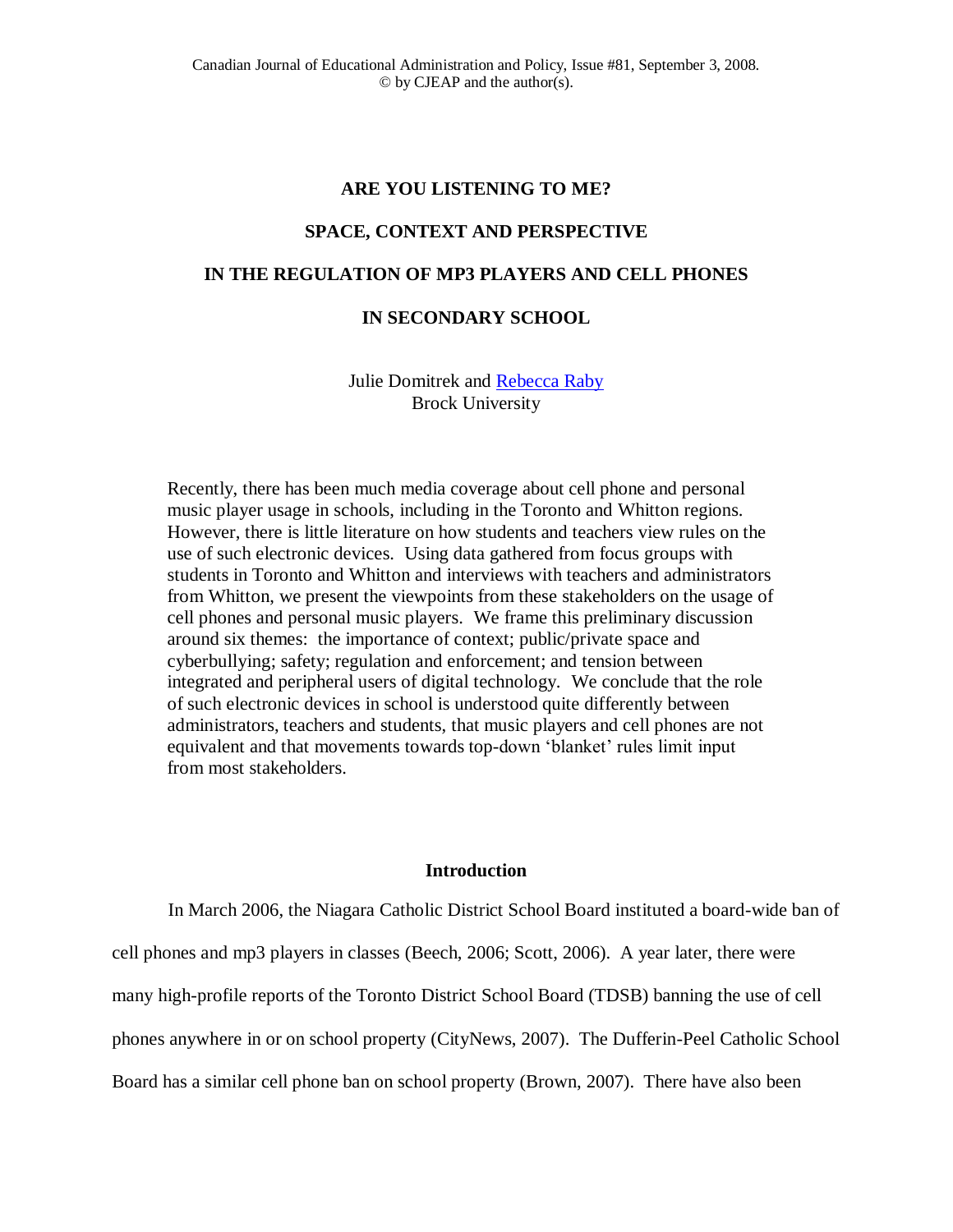# ARE YOU LISTENING TO ME?

# SPACE, CONTEXT AND PERSPECTIVE

# IN THE REGULATION OF MP3 PLAYERS AND CELL PHONES

# IN SECONDARY SCHOOL

Julie Domitrek and Rebecca Raby
Brock University

Recently, there has been much media coverage about cell phone and personal music player usage in schools, including in the Toronto and Whitton regions. However, there is little literature on how students and teachers view rules on the use of such electronic devices. Using data gathered from focus groups with students in Toronto and Whitton and interviews with teachers and administrators from Whitton, we present the viewpoints from these stakeholders on the usage of cell phones and personal music players. We frame this preliminary discussion around six themes: the importance of context; public/private space and cyberbullying; safety; regulation and enforcement; and tension between integrated and peripheral users of digital technology. We conclude that the role of such electronic devices in school is understood quite differently between administrators, teachers and students, that music players and cell phones are not equivalent and that movements towards top-down 'blanket' rules limit input from most stakeholders.

## Introduction

In March 2006, the Niagara Catholic District School Board instituted a board-wide ban of cell phones and mp3 players in classes (Beech, 2006; Scott, 2006). A year later, there were many high-profile reports of the Toronto District School Board (TDSB) banning the use of cell phones anywhere in or on school property (CityNews, 2007). The Dufferin-Peel Catholic School Board has a similar cell phone ban on school property (Brown, 2007). There have also been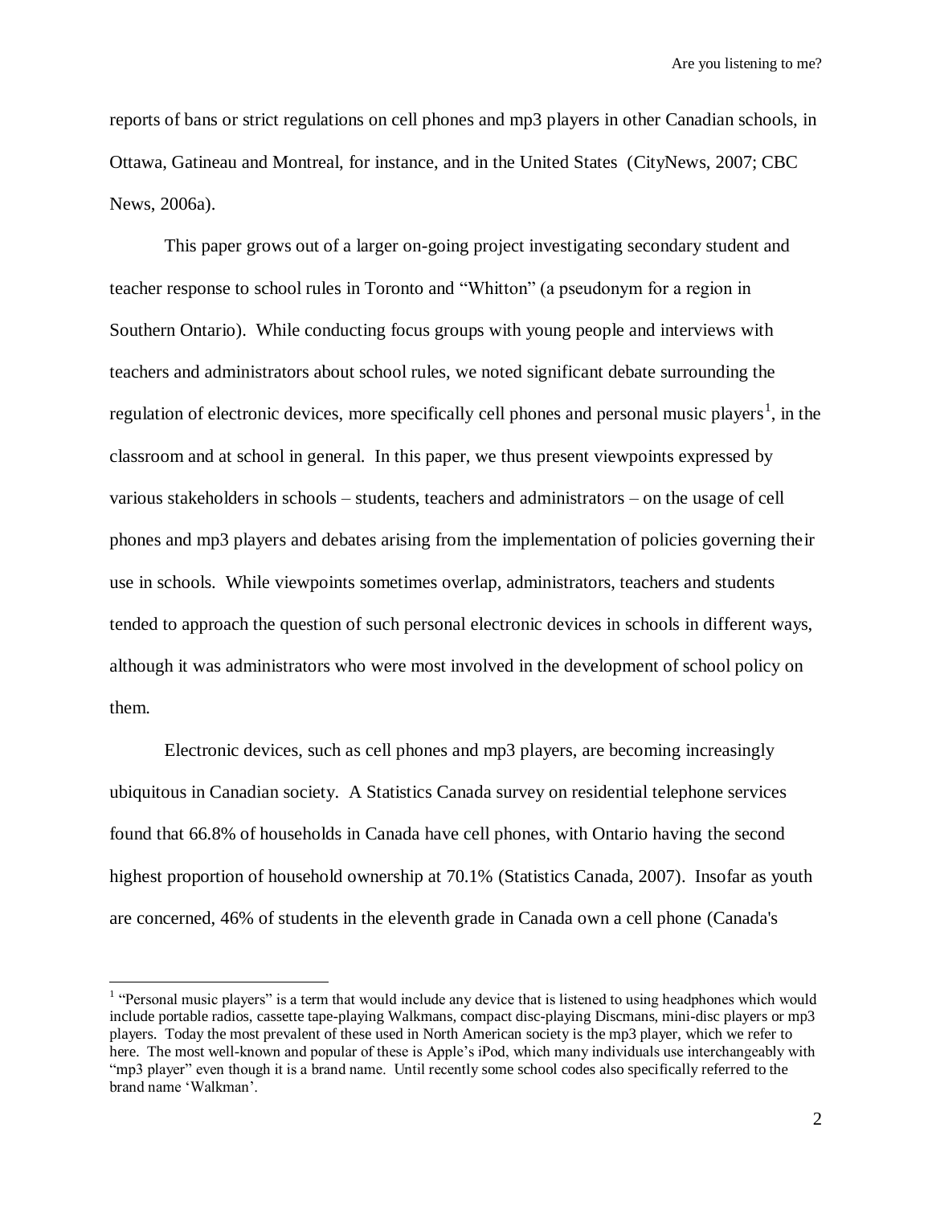reports of bans or strict regulations on cell phones and mp3 players in other Canadian schools, in Ottawa, Gatineau and Montreal, for instance, and in the United States (CityNews, 2007; CBC News, 2006a).

This paper grows out of a larger on-going project investigating secondary student and teacher response to school rules in Toronto and "Whitton" (a pseudonym for a region in Southern Ontario). While conducting focus groups with young people and interviews with teachers and administrators about school rules, we noted significant debate surrounding the regulation of electronic devices, more specifically cell phones and personal music players[1], in the classroom and at school in general. In this paper, we thus present viewpoints expressed by various stakeholders in schools – students, teachers and administrators – on the usage of cell phones and mp3 players and debates arising from the implementation of policies governing their use in schools. While viewpoints sometimes overlap, administrators, teachers and students tended to approach the question of such personal electronic devices in schools in different ways, although it was administrators who were most involved in the development of school policy on them.

Electronic devices, such as cell phones and mp3 players, are becoming increasingly ubiquitous in Canadian society. A Statistics Canada survey on residential telephone services found that 66.8% of households in Canada have cell phones, with Ontario having the second highest proportion of household ownership at 70.1% (Statistics Canada, 2007). Insofar as youth are concerned, 46% of students in the eleventh grade in Canada own a cell phone (Canada's

[1] "Personal music players" is a term that would include any device that is listened to using headphones which would include portable radios, cassette tape-playing Walkmans, compact disc-playing Discmans, mini-disc players or mp3 players. Today the most prevalent of these used in North American society is the mp3 player, which we refer to here. The most well-known and popular of these is Apple's iPod, which many individuals use interchangeably with "mp3 player" even though it is a brand name. Until recently some school codes also specifically referred to the brand name 'Walkman'.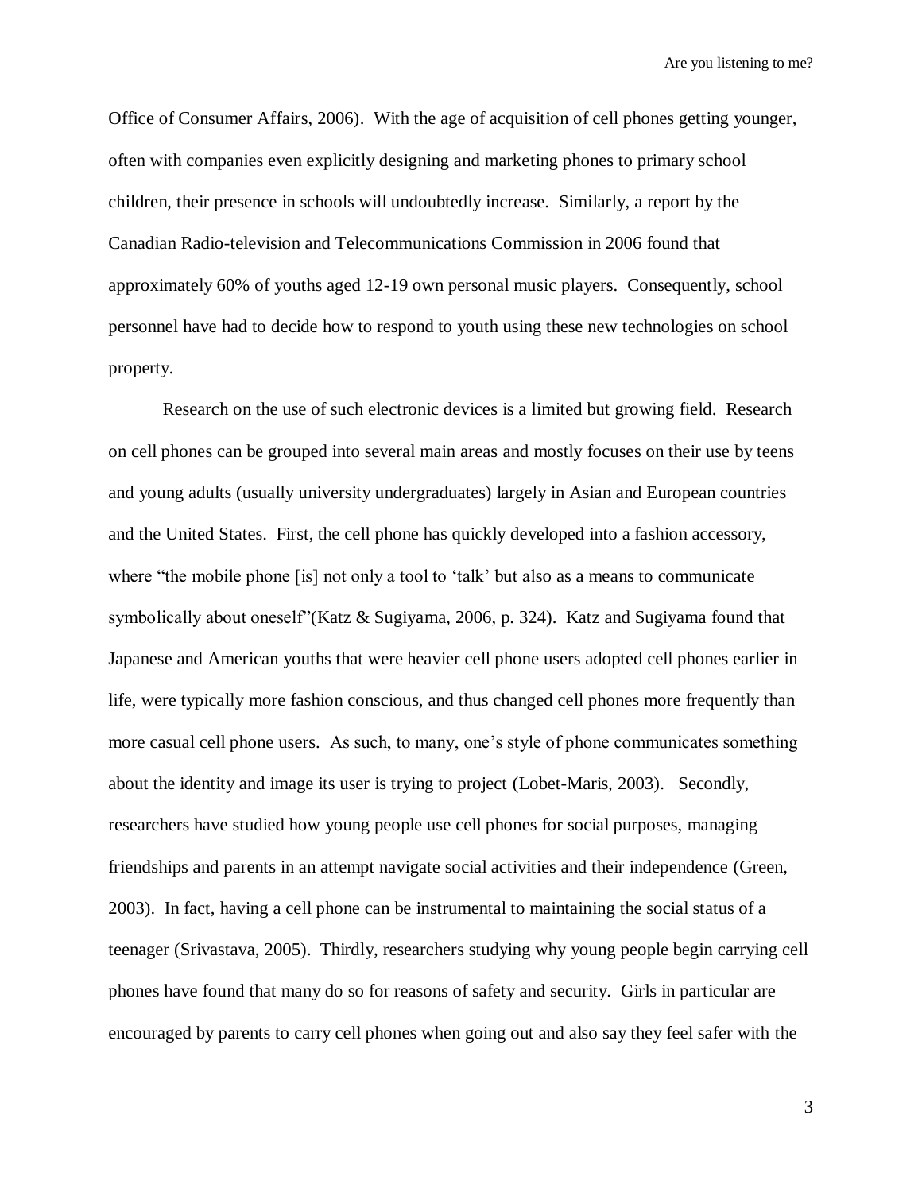Office of Consumer Affairs, 2006). With the age of acquisition of cell phones getting younger, often with companies even explicitly designing and marketing phones to primary school children, their presence in schools will undoubtedly increase. Similarly, a report by the Canadian Radio-television and Telecommunications Commission in 2006 found that approximately 60% of youths aged 12-19 own personal music players. Consequently, school personnel have had to decide how to respond to youth using these new technologies on school property.

Research on the use of such electronic devices is a limited but growing field. Research on cell phones can be grouped into several main areas and mostly focuses on their use by teens and young adults (usually university undergraduates) largely in Asian and European countries and the United States. First, the cell phone has quickly developed into a fashion accessory, where "the mobile phone [is] not only a tool to 'talk' but also as a means to communicate symbolically about oneself"(Katz & Sugiyama, 2006, p. 324). Katz and Sugiyama found that Japanese and American youths that were heavier cell phone users adopted cell phones earlier in life, were typically more fashion conscious, and thus changed cell phones more frequently than more casual cell phone users. As such, to many, one's style of phone communicates something about the identity and image its user is trying to project (Lobet-Maris, 2003). Secondly, researchers have studied how young people use cell phones for social purposes, managing friendships and parents in an attempt navigate social activities and their independence (Green, 2003). In fact, having a cell phone can be instrumental to maintaining the social status of a teenager (Srivastava, 2005). Thirdly, researchers studying why young people begin carrying cell phones have found that many do so for reasons of safety and security. Girls in particular are encouraged by parents to carry cell phones when going out and also say they feel safer with the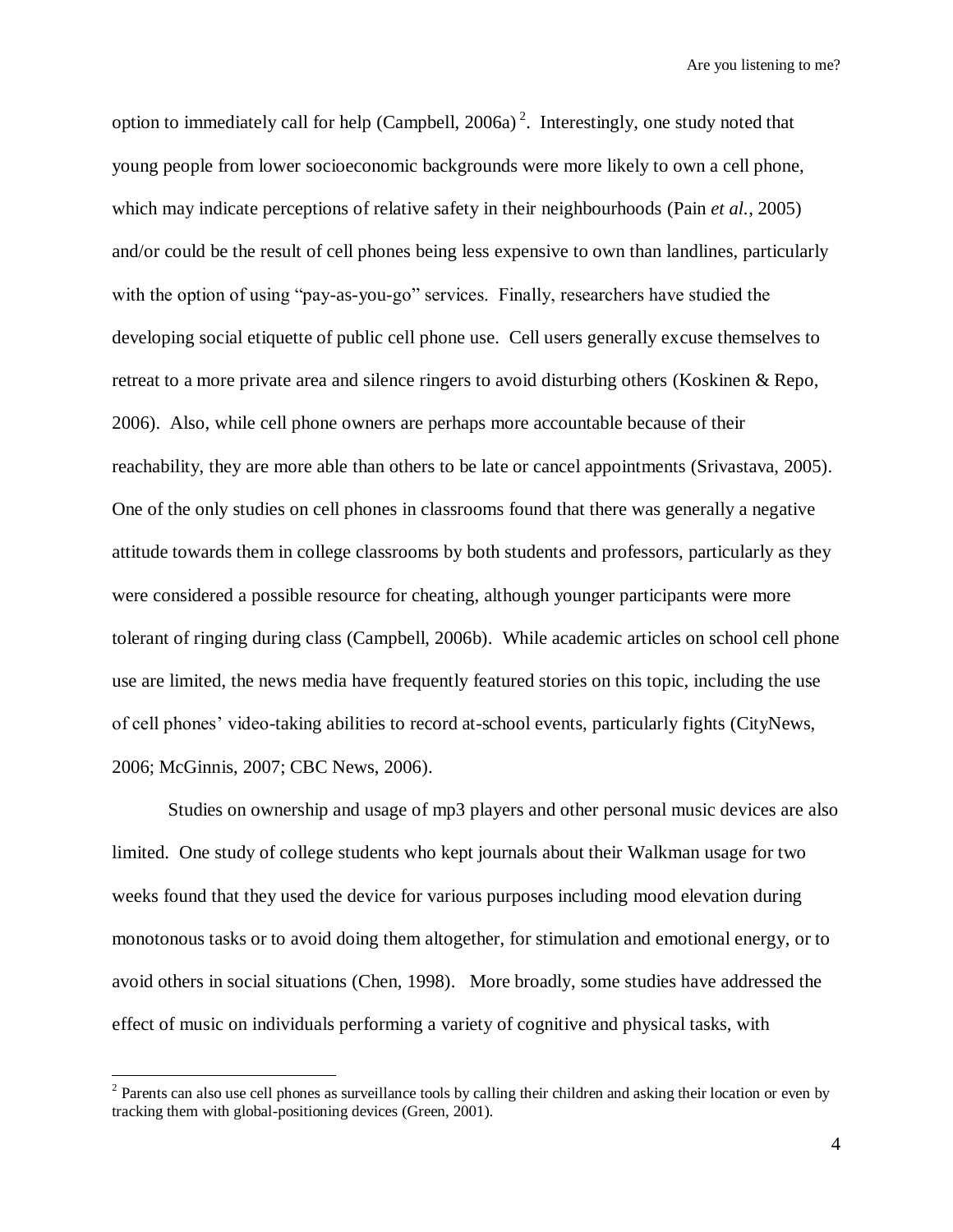option to immediately call for help (Campbell, 2006a)[2]. Interestingly, one study noted that young people from lower socioeconomic backgrounds were more likely to own a cell phone, which may indicate perceptions of relative safety in their neighbourhoods (Pain *et al.*, 2005) and/or could be the result of cell phones being less expensive to own than landlines, particularly with the option of using "pay-as-you-go" services. Finally, researchers have studied the developing social etiquette of public cell phone use. Cell users generally excuse themselves to retreat to a more private area and silence ringers to avoid disturbing others (Koskinen & Repo, 2006). Also, while cell phone owners are perhaps more accountable because of their reachability, they are more able than others to be late or cancel appointments (Srivastava, 2005). One of the only studies on cell phones in classrooms found that there was generally a negative attitude towards them in college classrooms by both students and professors, particularly as they were considered a possible resource for cheating, although younger participants were more tolerant of ringing during class (Campbell, 2006b). While academic articles on school cell phone use are limited, the news media have frequently featured stories on this topic, including the use of cell phones' video-taking abilities to record at-school events, particularly fights (CityNews, 2006; McGinnis, 2007; CBC News, 2006).

Studies on ownership and usage of mp3 players and other personal music devices are also limited. One study of college students who kept journals about their Walkman usage for two weeks found that they used the device for various purposes including mood elevation during monotonous tasks or to avoid doing them altogether, for stimulation and emotional energy, or to avoid others in social situations (Chen, 1998). More broadly, some studies have addressed the effect of music on individuals performing a variety of cognitive and physical tasks, with

[2] Parents can also use cell phones as surveillance tools by calling their children and asking their location or even by tracking them with global-positioning devices (Green, 2001).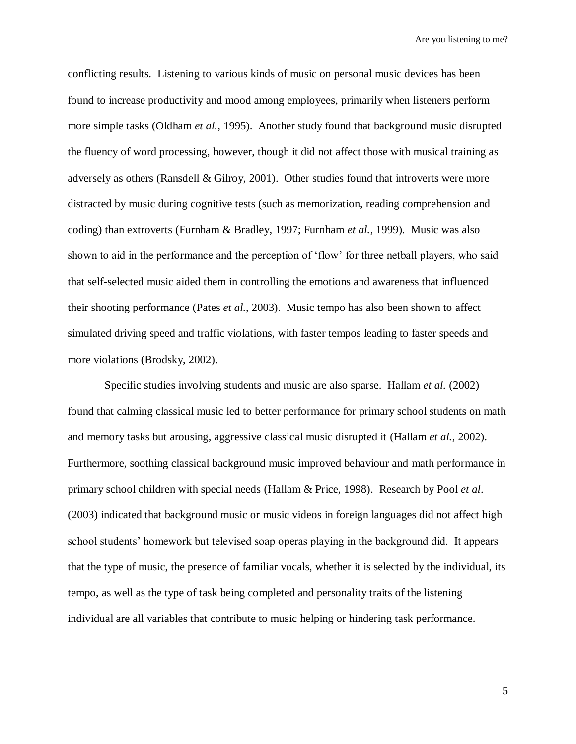conflicting results. Listening to various kinds of music on personal music devices has been found to increase productivity and mood among employees, primarily when listeners perform more simple tasks (Oldham *et al.*, 1995). Another study found that background music disrupted the fluency of word processing, however, though it did not affect those with musical training as adversely as others (Ransdell & Gilroy, 2001). Other studies found that introverts were more distracted by music during cognitive tests (such as memorization, reading comprehension and coding) than extroverts (Furnham & Bradley, 1997; Furnham *et al.*, 1999). Music was also shown to aid in the performance and the perception of 'flow' for three netball players, who said that self-selected music aided them in controlling the emotions and awareness that influenced their shooting performance (Pates *et al.*, 2003). Music tempo has also been shown to affect simulated driving speed and traffic violations, with faster tempos leading to faster speeds and more violations (Brodsky, 2002).

Specific studies involving students and music are also sparse. Hallam *et al.* (2002) found that calming classical music led to better performance for primary school students on math and memory tasks but arousing, aggressive classical music disrupted it (Hallam *et al.*, 2002). Furthermore, soothing classical background music improved behaviour and math performance in primary school children with special needs (Hallam & Price, 1998). Research by Pool *et al.* (2003) indicated that background music or music videos in foreign languages did not affect high school students' homework but televised soap operas playing in the background did. It appears that the type of music, the presence of familiar vocals, whether it is selected by the individual, its tempo, as well as the type of task being completed and personality traits of the listening individual are all variables that contribute to music helping or hindering task performance.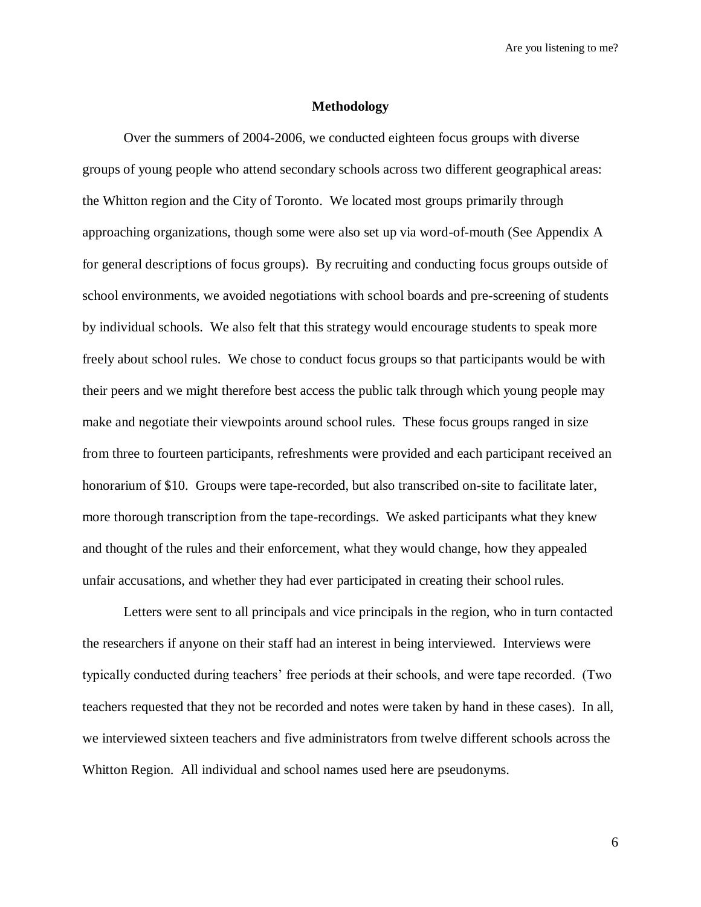## Methodology

Over the summers of 2004-2006, we conducted eighteen focus groups with diverse groups of young people who attend secondary schools across two different geographical areas: the Whitton region and the City of Toronto. We located most groups primarily through approaching organizations, though some were also set up via word-of-mouth (See Appendix A for general descriptions of focus groups). By recruiting and conducting focus groups outside of school environments, we avoided negotiations with school boards and pre-screening of students by individual schools. We also felt that this strategy would encourage students to speak more freely about school rules. We chose to conduct focus groups so that participants would be with their peers and we might therefore best access the public talk through which young people may make and negotiate their viewpoints around school rules. These focus groups ranged in size from three to fourteen participants, refreshments were provided and each participant received an honorarium of $10. Groups were tape-recorded, but also transcribed on-site to facilitate later, more thorough transcription from the tape-recordings. We asked participants what they knew and thought of the rules and their enforcement, what they would change, how they appealed unfair accusations, and whether they had ever participated in creating their school rules.

Letters were sent to all principals and vice principals in the region, who in turn contacted the researchers if anyone on their staff had an interest in being interviewed. Interviews were typically conducted during teachers' free periods at their schools, and were tape recorded. (Two teachers requested that they not be recorded and notes were taken by hand in these cases). In all, we interviewed sixteen teachers and five administrators from twelve different schools across the Whitton Region. All individual and school names used here are pseudonyms.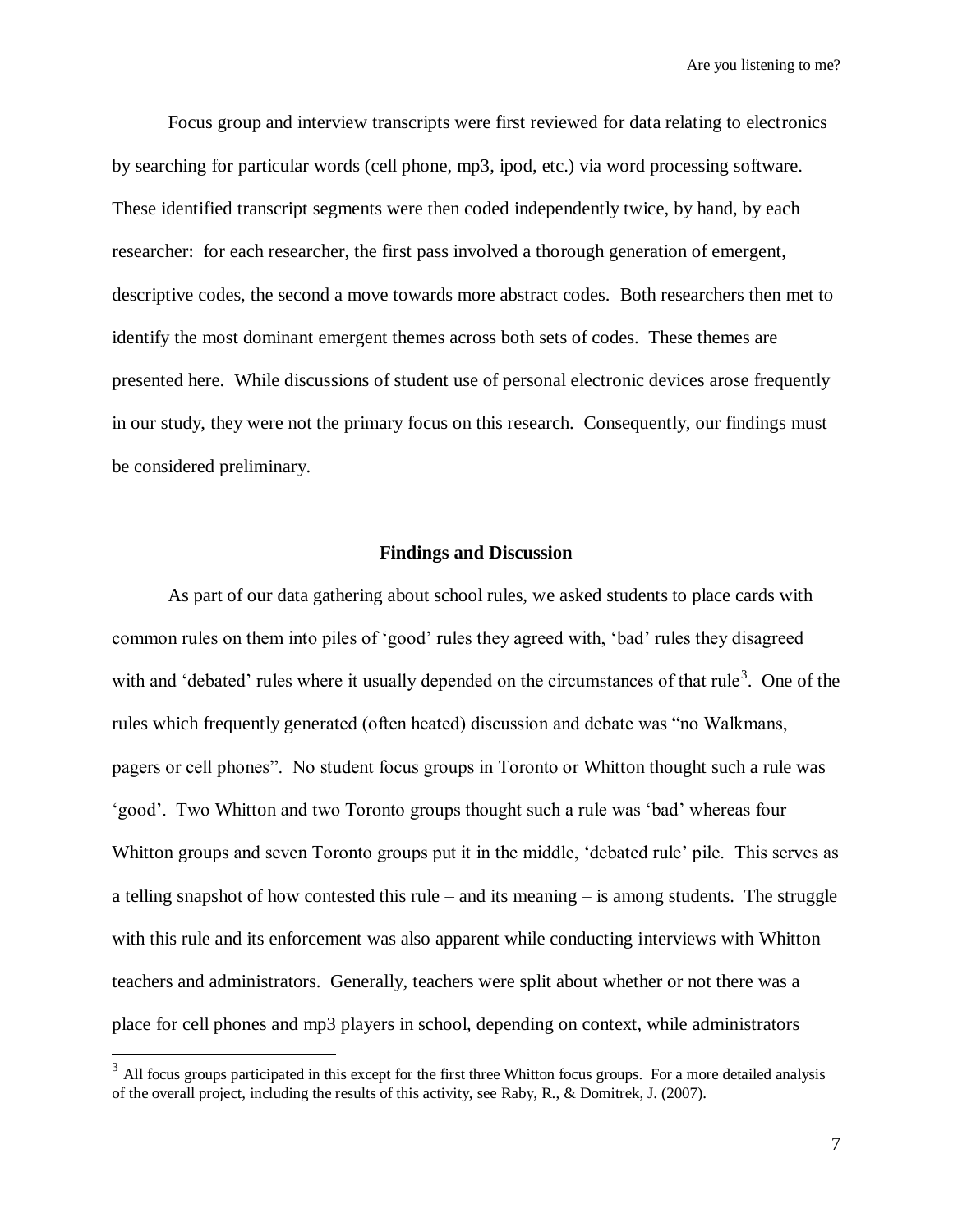Focus group and interview transcripts were first reviewed for data relating to electronics by searching for particular words (cell phone, mp3, ipod, etc.) via word processing software. These identified transcript segments were then coded independently twice, by hand, by each researcher: for each researcher, the first pass involved a thorough generation of emergent, descriptive codes, the second a move towards more abstract codes. Both researchers then met to identify the most dominant emergent themes across both sets of codes. These themes are presented here. While discussions of student use of personal electronic devices arose frequently in our study, they were not the primary focus on this research. Consequently, our findings must be considered preliminary.

## Findings and Discussion

As part of our data gathering about school rules, we asked students to place cards with common rules on them into piles of 'good' rules they agreed with, 'bad' rules they disagreed with and 'debated' rules where it usually depended on the circumstances of that rule[3]. One of the rules which frequently generated (often heated) discussion and debate was "no Walkmans, pagers or cell phones". No student focus groups in Toronto or Whitton thought such a rule was 'good'. Two Whitton and two Toronto groups thought such a rule was 'bad' whereas four Whitton groups and seven Toronto groups put it in the middle, 'debated rule' pile. This serves as a telling snapshot of how contested this rule – and its meaning – is among students. The struggle with this rule and its enforcement was also apparent while conducting interviews with Whitton teachers and administrators. Generally, teachers were split about whether or not there was a place for cell phones and mp3 players in school, depending on context, while administrators

[3] All focus groups participated in this except for the first three Whitton focus groups. For a more detailed analysis of the overall project, including the results of this activity, see Raby, R., & Domitrek, J. (2007).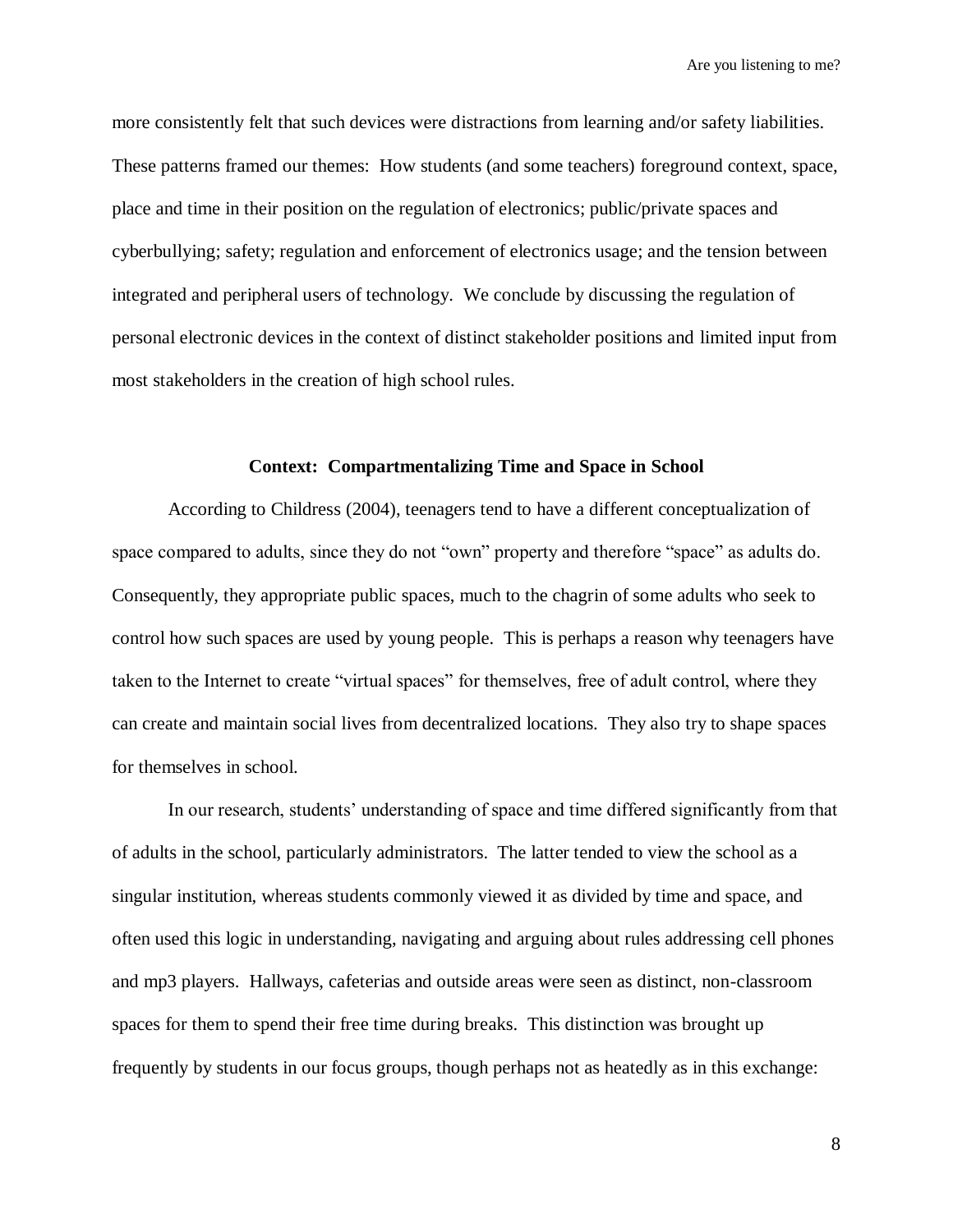more consistently felt that such devices were distractions from learning and/or safety liabilities. These patterns framed our themes: How students (and some teachers) foreground context, space, place and time in their position on the regulation of electronics; public/private spaces and cyberbullying; safety; regulation and enforcement of electronics usage; and the tension between integrated and peripheral users of technology. We conclude by discussing the regulation of personal electronic devices in the context of distinct stakeholder positions and limited input from most stakeholders in the creation of high school rules.

## Context: Compartmentalizing Time and Space in School

According to Childress (2004), teenagers tend to have a different conceptualization of space compared to adults, since they do not "own" property and therefore "space" as adults do. Consequently, they appropriate public spaces, much to the chagrin of some adults who seek to control how such spaces are used by young people. This is perhaps a reason why teenagers have taken to the Internet to create "virtual spaces" for themselves, free of adult control, where they can create and maintain social lives from decentralized locations. They also try to shape spaces for themselves in school.

In our research, students' understanding of space and time differed significantly from that of adults in the school, particularly administrators. The latter tended to view the school as a singular institution, whereas students commonly viewed it as divided by time and space, and often used this logic in understanding, navigating and arguing about rules addressing cell phones and mp3 players. Hallways, cafeterias and outside areas were seen as distinct, non-classroom spaces for them to spend their free time during breaks. This distinction was brought up frequently by students in our focus groups, though perhaps not as heatedly as in this exchange: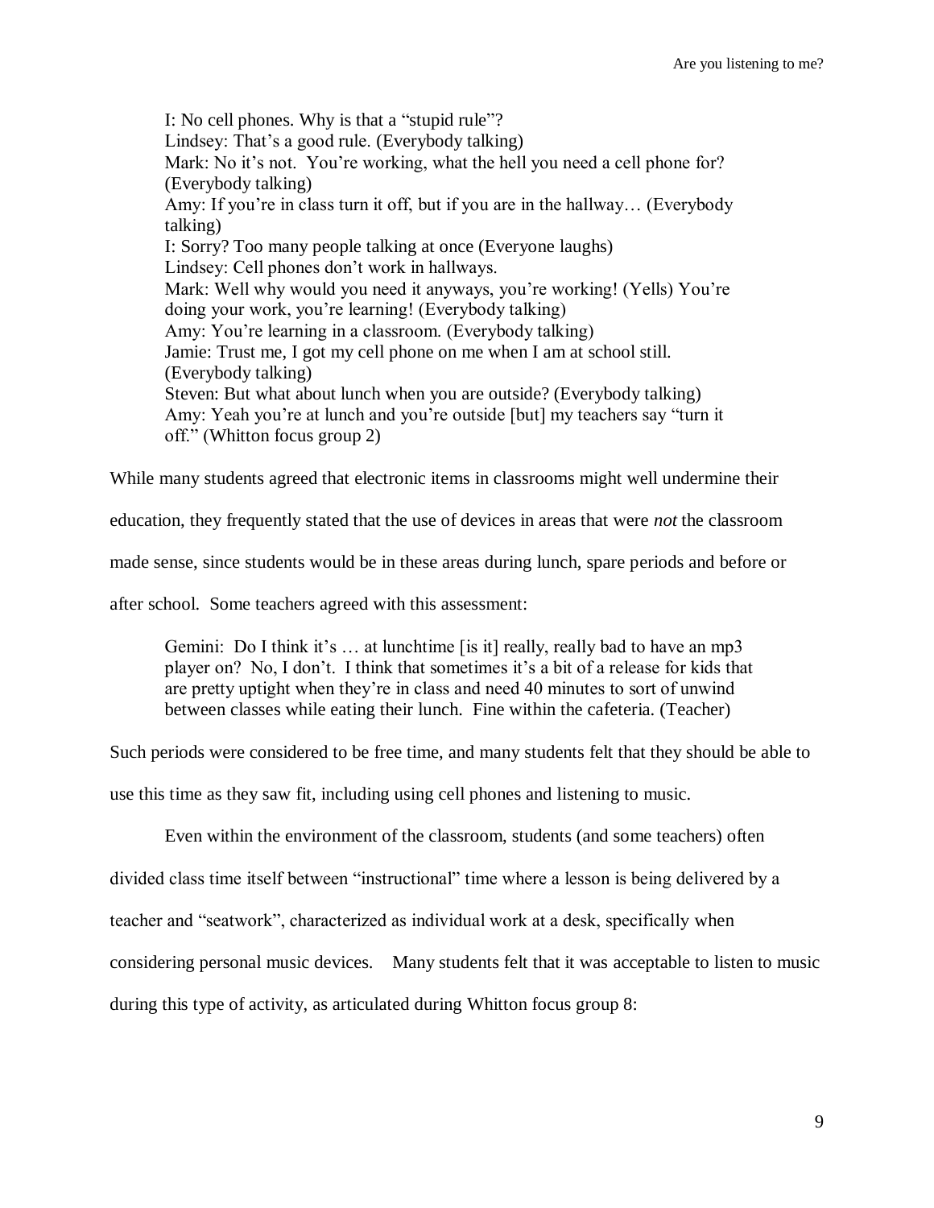> I: No cell phones. Why is that a "stupid rule"?
> Lindsey: That's a good rule. (Everybody talking)
> Mark: No it's not. You're working, what the hell you need a cell phone for? (Everybody talking)
> Amy: If you're in class turn it off, but if you are in the hallway… (Everybody talking)
> I: Sorry? Too many people talking at once (Everyone laughs)
> Lindsey: Cell phones don't work in hallways.
> Mark: Well why would you need it anyways, you're working! (Yells) You're doing your work, you're learning! (Everybody talking)
> Amy: You're learning in a classroom. (Everybody talking)
> Jamie: Trust me, I got my cell phone on me when I am at school still. (Everybody talking)
> Steven: But what about lunch when you are outside? (Everybody talking)
> Amy: Yeah you're at lunch and you're outside [but] my teachers say "turn it off." (Whitton focus group 2)

While many students agreed that electronic items in classrooms might well undermine their education, they frequently stated that the use of devices in areas that were *not* the classroom made sense, since students would be in these areas during lunch, spare periods and before or after school. Some teachers agreed with this assessment:

> Gemini: Do I think it's … at lunchtime [is it] really, really bad to have an mp3 player on? No, I don't. I think that sometimes it's a bit of a release for kids that are pretty uptight when they're in class and need 40 minutes to sort of unwind between classes while eating their lunch. Fine within the cafeteria. (Teacher)

Such periods were considered to be free time, and many students felt that they should be able to use this time as they saw fit, including using cell phones and listening to music.

Even within the environment of the classroom, students (and some teachers) often divided class time itself between "instructional" time where a lesson is being delivered by a teacher and "seatwork", characterized as individual work at a desk, specifically when considering personal music devices. Many students felt that it was acceptable to listen to music during this type of activity, as articulated during Whitton focus group 8: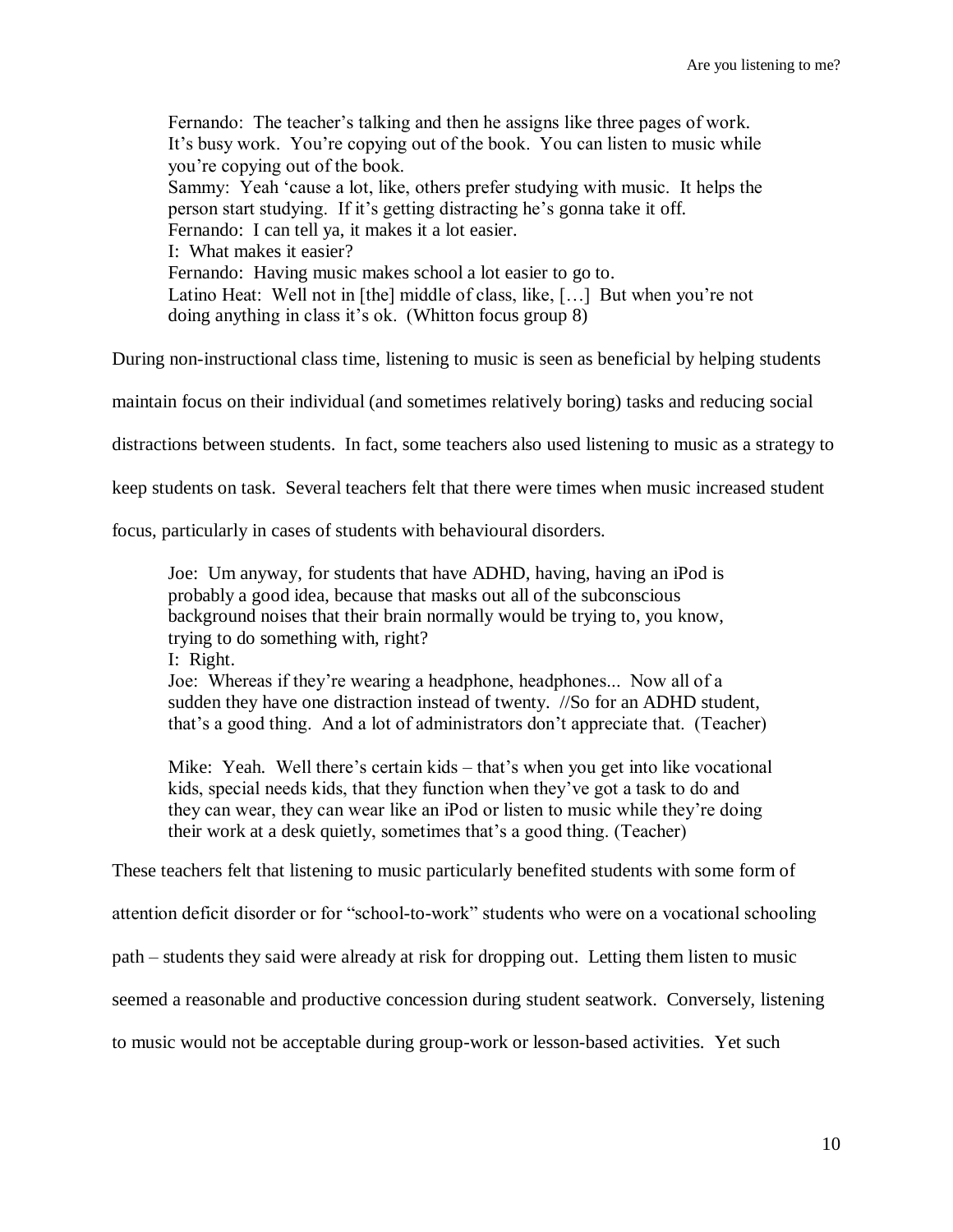> Fernando: The teacher's talking and then he assigns like three pages of work. It's busy work. You're copying out of the book. You can listen to music while you're copying out of the book.
> Sammy: Yeah 'cause a lot, like, others prefer studying with music. It helps the person start studying. If it's getting distracting he's gonna take it off.
> Fernando: I can tell ya, it makes it a lot easier.
> I: What makes it easier?
> Fernando: Having music makes school a lot easier to go to.
> Latino Heat: Well not in [the] middle of class, like, […] But when you're not doing anything in class it's ok. (Whitton focus group 8)

During non-instructional class time, listening to music is seen as beneficial by helping students maintain focus on their individual (and sometimes relatively boring) tasks and reducing social distractions between students. In fact, some teachers also used listening to music as a strategy to keep students on task. Several teachers felt that there were times when music increased student focus, particularly in cases of students with behavioural disorders.

> Joe: Um anyway, for students that have ADHD, having, having an iPod is probably a good idea, because that masks out all of the subconscious background noises that their brain normally would be trying to, you know, trying to do something with, right?
> I: Right.
> Joe: Whereas if they're wearing a headphone, headphones... Now all of a sudden they have one distraction instead of twenty. //So for an ADHD student, that's a good thing. And a lot of administrators don't appreciate that. (Teacher)

> Mike: Yeah. Well there's certain kids – that's when you get into like vocational kids, special needs kids, that they function when they've got a task to do and they can wear, they can wear like an iPod or listen to music while they're doing their work at a desk quietly, sometimes that's a good thing. (Teacher)

These teachers felt that listening to music particularly benefited students with some form of attention deficit disorder or for "school-to-work" students who were on a vocational schooling path – students they said were already at risk for dropping out. Letting them listen to music seemed a reasonable and productive concession during student seatwork. Conversely, listening to music would not be acceptable during group-work or lesson-based activities. Yet such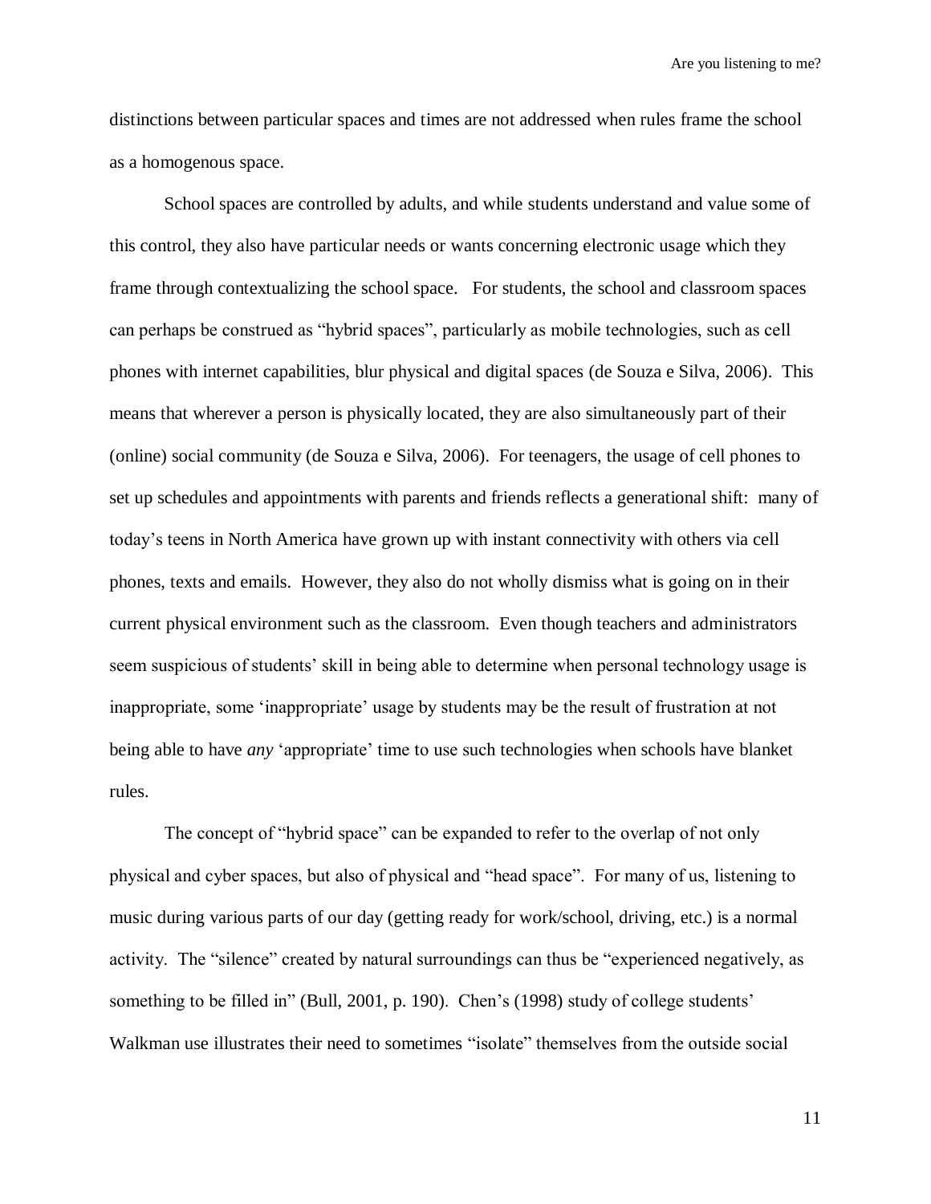distinctions between particular spaces and times are not addressed when rules frame the school as a homogenous space.

School spaces are controlled by adults, and while students understand and value some of this control, they also have particular needs or wants concerning electronic usage which they frame through contextualizing the school space. For students, the school and classroom spaces can perhaps be construed as "hybrid spaces", particularly as mobile technologies, such as cell phones with internet capabilities, blur physical and digital spaces (de Souza e Silva, 2006). This means that wherever a person is physically located, they are also simultaneously part of their (online) social community (de Souza e Silva, 2006). For teenagers, the usage of cell phones to set up schedules and appointments with parents and friends reflects a generational shift: many of today's teens in North America have grown up with instant connectivity with others via cell phones, texts and emails. However, they also do not wholly dismiss what is going on in their current physical environment such as the classroom. Even though teachers and administrators seem suspicious of students' skill in being able to determine when personal technology usage is inappropriate, some 'inappropriate' usage by students may be the result of frustration at not being able to have *any* 'appropriate' time to use such technologies when schools have blanket rules.

The concept of "hybrid space" can be expanded to refer to the overlap of not only physical and cyber spaces, but also of physical and "head space". For many of us, listening to music during various parts of our day (getting ready for work/school, driving, etc.) is a normal activity. The "silence" created by natural surroundings can thus be "experienced negatively, as something to be filled in" (Bull, 2001, p. 190). Chen's (1998) study of college students' Walkman use illustrates their need to sometimes "isolate" themselves from the outside social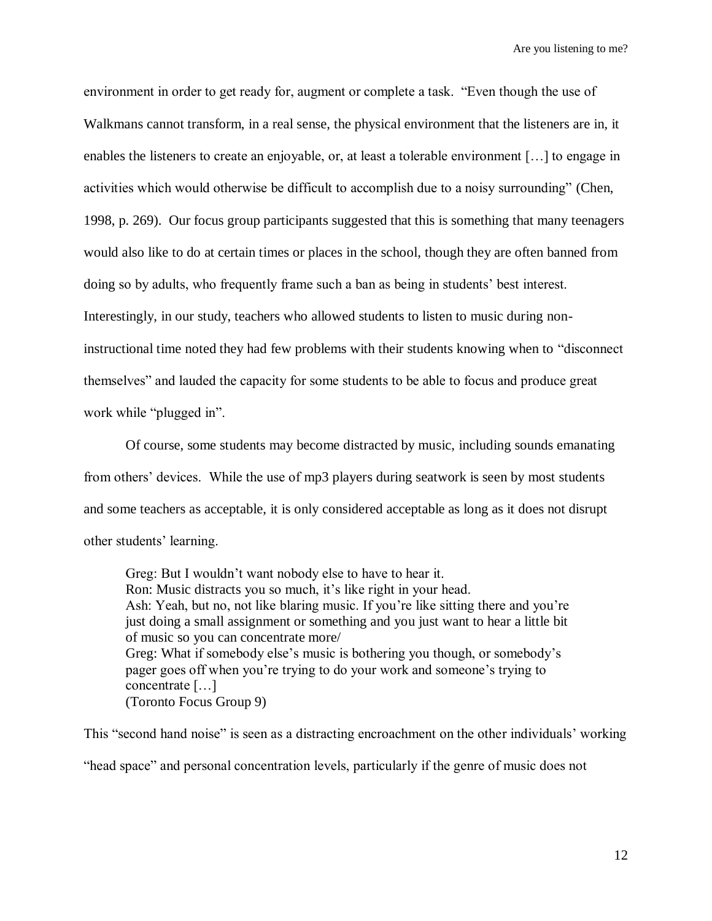environment in order to get ready for, augment or complete a task. "Even though the use of Walkmans cannot transform, in a real sense, the physical environment that the listeners are in, it enables the listeners to create an enjoyable, or, at least a tolerable environment […] to engage in activities which would otherwise be difficult to accomplish due to a noisy surrounding" (Chen, 1998, p. 269). Our focus group participants suggested that this is something that many teenagers would also like to do at certain times or places in the school, though they are often banned from doing so by adults, who frequently frame such a ban as being in students' best interest. Interestingly, in our study, teachers who allowed students to listen to music during non-instructional time noted they had few problems with their students knowing when to "disconnect themselves" and lauded the capacity for some students to be able to focus and produce great work while "plugged in".

Of course, some students may become distracted by music, including sounds emanating from others' devices. While the use of mp3 players during seatwork is seen by most students and some teachers as acceptable, it is only considered acceptable as long as it does not disrupt other students' learning.

> Greg: But I wouldn't want nobody else to have to hear it.
> Ron: Music distracts you so much, it's like right in your head.
> Ash: Yeah, but no, not like blaring music. If you're like sitting there and you're just doing a small assignment or something and you just want to hear a little bit of music so you can concentrate more/
> Greg: What if somebody else's music is bothering you though, or somebody's pager goes off when you're trying to do your work and someone's trying to concentrate […]
> (Toronto Focus Group 9)

This "second hand noise" is seen as a distracting encroachment on the other individuals' working "head space" and personal concentration levels, particularly if the genre of music does not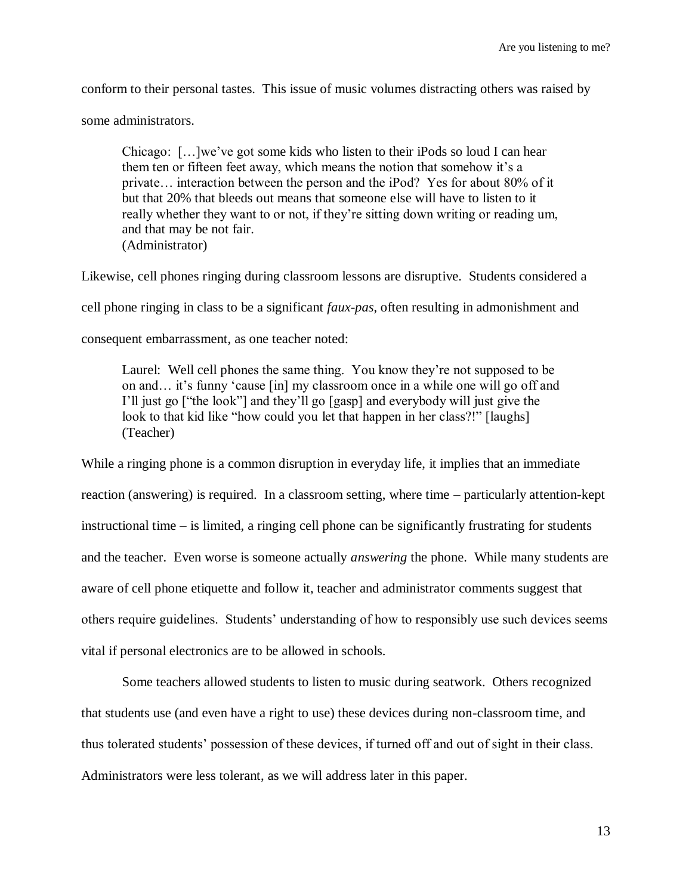conform to their personal tastes. This issue of music volumes distracting others was raised by some administrators.

> Chicago: […]we've got some kids who listen to their iPods so loud I can hear them ten or fifteen feet away, which means the notion that somehow it's a private… interaction between the person and the iPod? Yes for about 80% of it but that 20% that bleeds out means that someone else will have to listen to it really whether they want to or not, if they're sitting down writing or reading um, and that may be not fair.
> (Administrator)

Likewise, cell phones ringing during classroom lessons are disruptive. Students considered a cell phone ringing in class to be a significant *faux-pas*, often resulting in admonishment and consequent embarrassment, as one teacher noted:

> Laurel: Well cell phones the same thing. You know they're not supposed to be on and… it's funny 'cause [in] my classroom once in a while one will go off and I'll just go ["the look"] and they'll go [gasp] and everybody will just give the look to that kid like "how could you let that happen in her class?!" [laughs]
> (Teacher)

While a ringing phone is a common disruption in everyday life, it implies that an immediate reaction (answering) is required. In a classroom setting, where time – particularly attention-kept instructional time – is limited, a ringing cell phone can be significantly frustrating for students and the teacher. Even worse is someone actually *answering* the phone. While many students are aware of cell phone etiquette and follow it, teacher and administrator comments suggest that others require guidelines. Students' understanding of how to responsibly use such devices seems vital if personal electronics are to be allowed in schools.

Some teachers allowed students to listen to music during seatwork. Others recognized that students use (and even have a right to use) these devices during non-classroom time, and thus tolerated students' possession of these devices, if turned off and out of sight in their class. Administrators were less tolerant, as we will address later in this paper.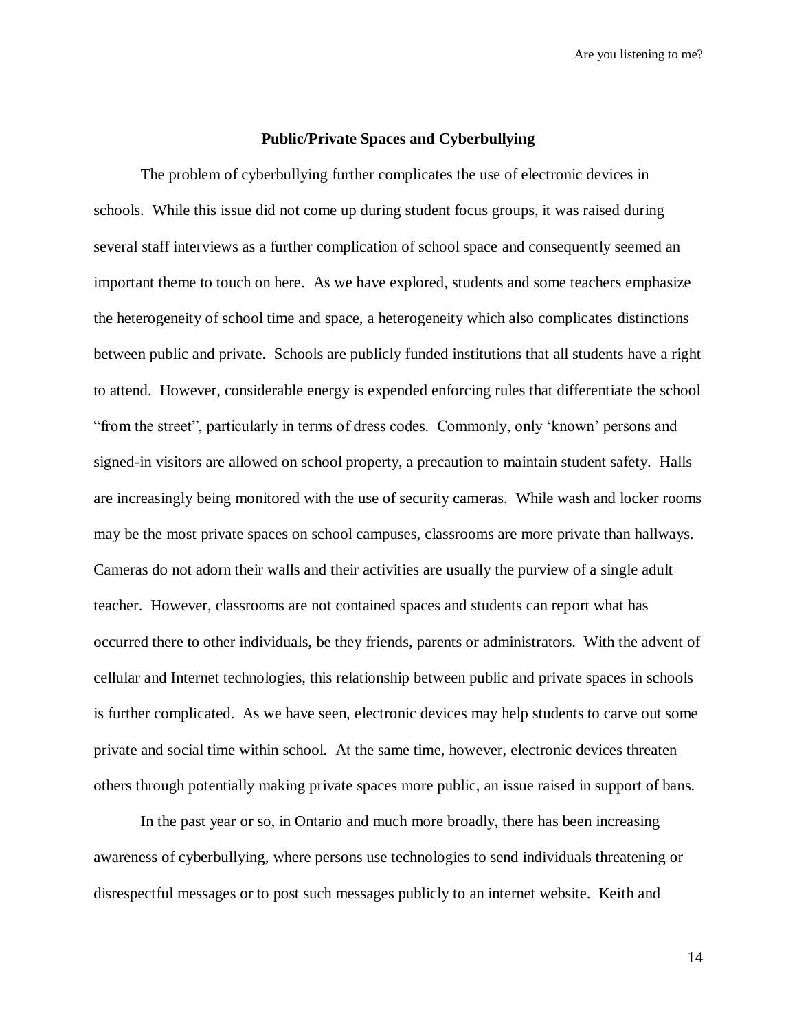## Public/Private Spaces and Cyberbullying

The problem of cyberbullying further complicates the use of electronic devices in schools. While this issue did not come up during student focus groups, it was raised during several staff interviews as a further complication of school space and consequently seemed an important theme to touch on here. As we have explored, students and some teachers emphasize the heterogeneity of school time and space, a heterogeneity which also complicates distinctions between public and private. Schools are publicly funded institutions that all students have a right to attend. However, considerable energy is expended enforcing rules that differentiate the school "from the street", particularly in terms of dress codes. Commonly, only 'known' persons and signed-in visitors are allowed on school property, a precaution to maintain student safety. Halls are increasingly being monitored with the use of security cameras. While wash and locker rooms may be the most private spaces on school campuses, classrooms are more private than hallways. Cameras do not adorn their walls and their activities are usually the purview of a single adult teacher. However, classrooms are not contained spaces and students can report what has occurred there to other individuals, be they friends, parents or administrators. With the advent of cellular and Internet technologies, this relationship between public and private spaces in schools is further complicated. As we have seen, electronic devices may help students to carve out some private and social time within school. At the same time, however, electronic devices threaten others through potentially making private spaces more public, an issue raised in support of bans.

In the past year or so, in Ontario and much more broadly, there has been increasing awareness of cyberbullying, where persons use technologies to send individuals threatening or disrespectful messages or to post such messages publicly to an internet website. Keith and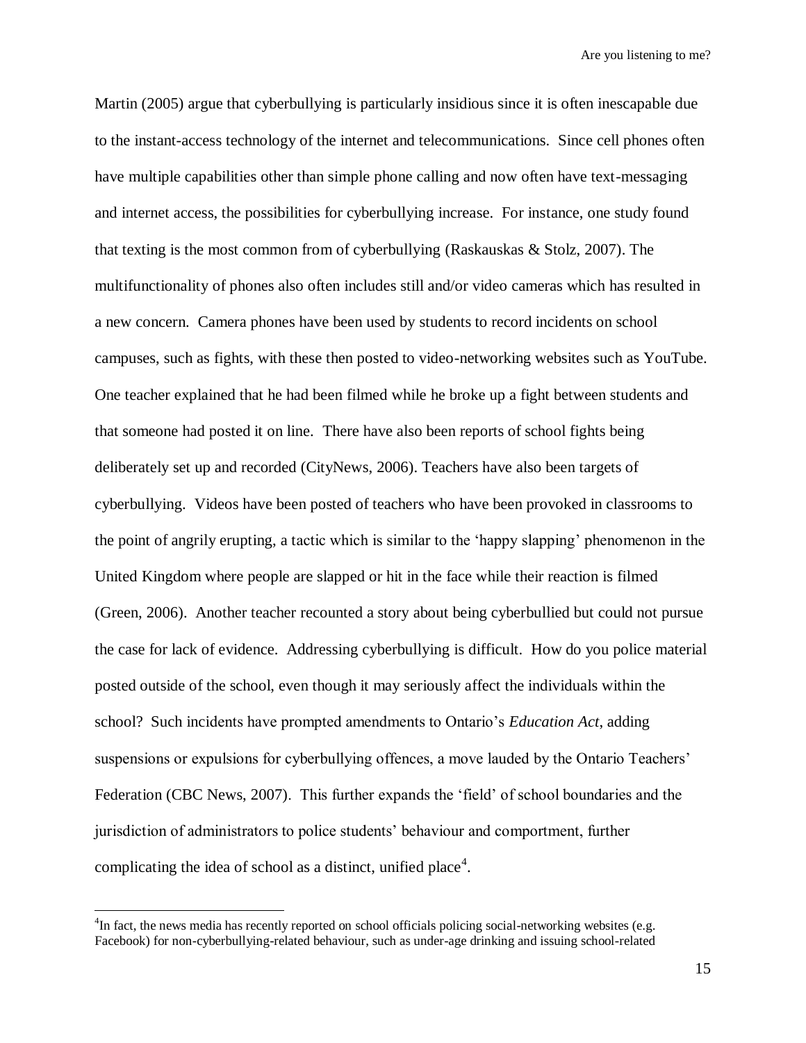Martin (2005) argue that cyberbullying is particularly insidious since it is often inescapable due to the instant-access technology of the internet and telecommunications. Since cell phones often have multiple capabilities other than simple phone calling and now often have text-messaging and internet access, the possibilities for cyberbullying increase. For instance, one study found that texting is the most common from of cyberbullying (Raskauskas & Stolz, 2007). The multifunctionality of phones also often includes still and/or video cameras which has resulted in a new concern. Camera phones have been used by students to record incidents on school campuses, such as fights, with these then posted to video-networking websites such as YouTube. One teacher explained that he had been filmed while he broke up a fight between students and that someone had posted it on line. There have also been reports of school fights being deliberately set up and recorded (CityNews, 2006). Teachers have also been targets of cyberbullying. Videos have been posted of teachers who have been provoked in classrooms to the point of angrily erupting, a tactic which is similar to the 'happy slapping' phenomenon in the United Kingdom where people are slapped or hit in the face while their reaction is filmed (Green, 2006). Another teacher recounted a story about being cyberbullied but could not pursue the case for lack of evidence. Addressing cyberbullying is difficult. How do you police material posted outside of the school, even though it may seriously affect the individuals within the school? Such incidents have prompted amendments to Ontario's *Education Act*, adding suspensions or expulsions for cyberbullying offences, a move lauded by the Ontario Teachers' Federation (CBC News, 2007). This further expands the 'field' of school boundaries and the jurisdiction of administrators to police students' behaviour and comportment, further complicating the idea of school as a distinct, unified place[4].

---

[4]In fact, the news media has recently reported on school officials policing social-networking websites (e.g. Facebook) for non-cyberbullying-related behaviour, such as under-age drinking and issuing school-related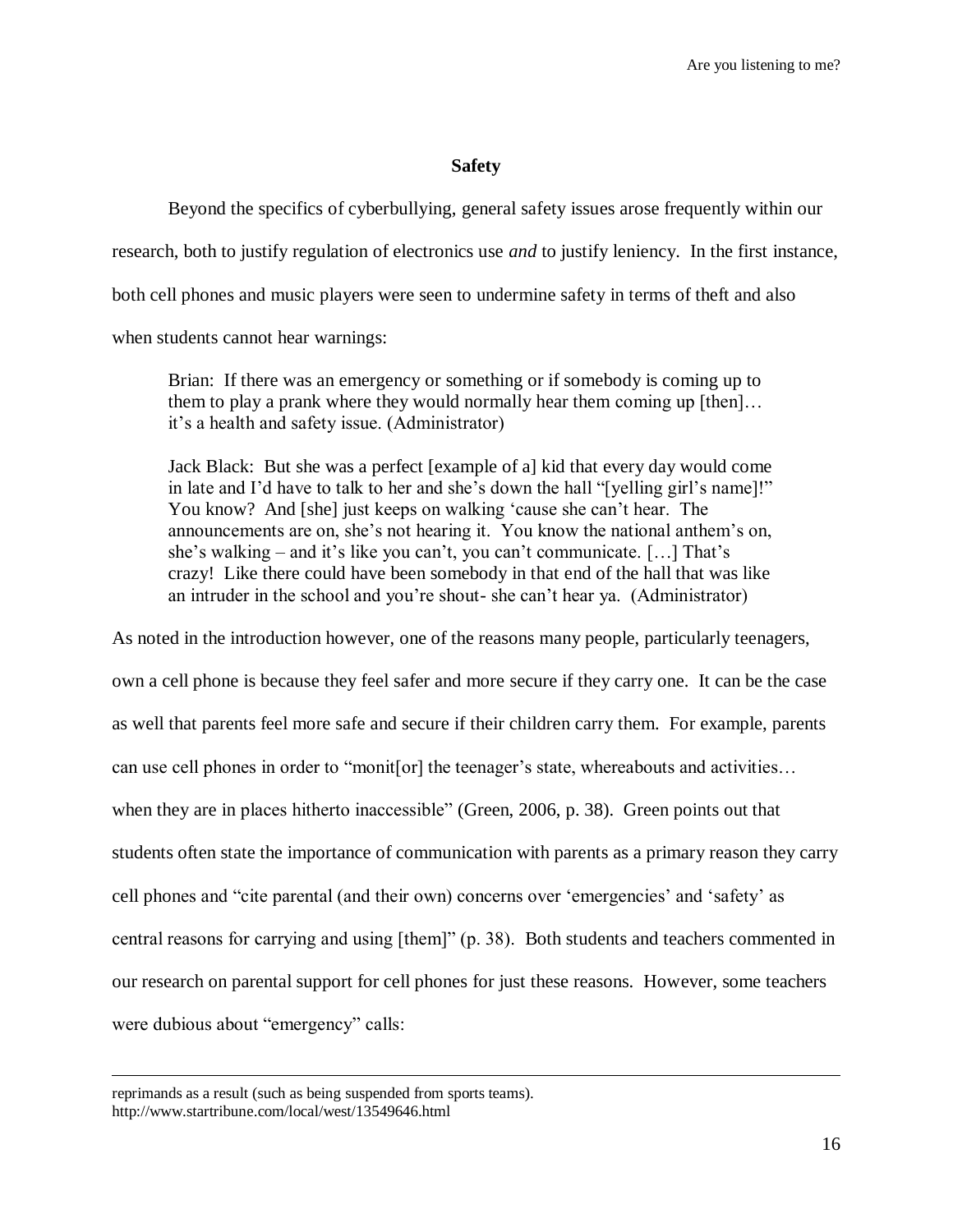**Safety**

Beyond the specifics of cyberbullying, general safety issues arose frequently within our research, both to justify regulation of electronics use *and* to justify leniency. In the first instance, both cell phones and music players were seen to undermine safety in terms of theft and also when students cannot hear warnings:

> Brian: If there was an emergency or something or if somebody is coming up to them to play a prank where they would normally hear them coming up [then]… it's a health and safety issue. (Administrator)
>
> Jack Black: But she was a perfect [example of a] kid that every day would come in late and I'd have to talk to her and she's down the hall "[yelling girl's name]!" You know? And [she] just keeps on walking 'cause she can't hear. The announcements are on, she's not hearing it. You know the national anthem's on, she's walking – and it's like you can't, you can't communicate. […] That's crazy! Like there could have been somebody in that end of the hall that was like an intruder in the school and you're shout- she can't hear ya. (Administrator)

As noted in the introduction however, one of the reasons many people, particularly teenagers, own a cell phone is because they feel safer and more secure if they carry one. It can be the case as well that parents feel more safe and secure if their children carry them. For example, parents can use cell phones in order to "monit[or] the teenager's state, whereabouts and activities… when they are in places hitherto inaccessible" (Green, 2006, p. 38). Green points out that students often state the importance of communication with parents as a primary reason they carry cell phones and "cite parental (and their own) concerns over 'emergencies' and 'safety' as central reasons for carrying and using [them]" (p. 38). Both students and teachers commented in our research on parental support for cell phones for just these reasons. However, some teachers were dubious about "emergency" calls:

---

reprimands as a result (such as being suspended from sports teams).
http://www.startribune.com/local/west/13549646.html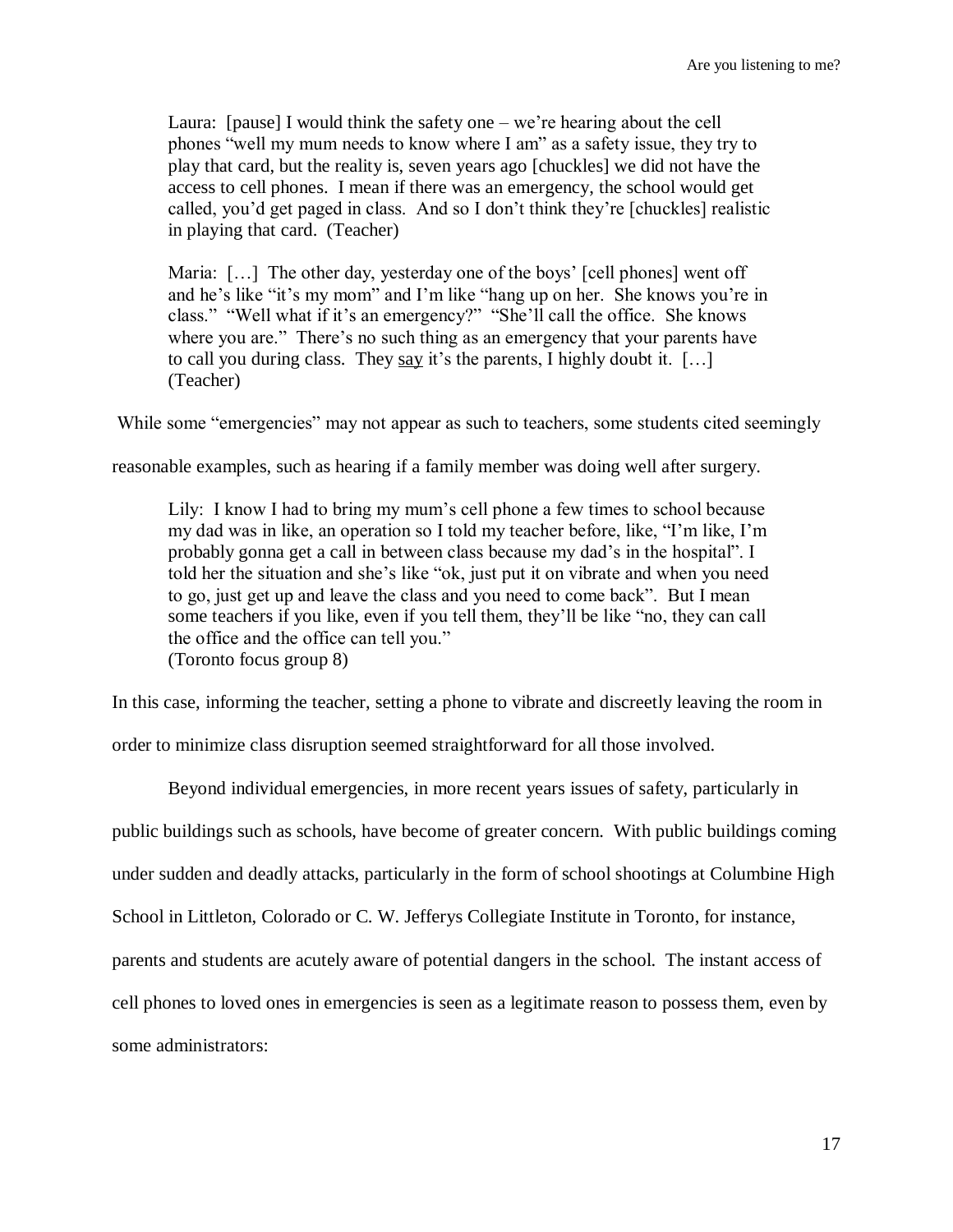> Laura: [pause] I would think the safety one – we're hearing about the cell phones "well my mum needs to know where I am" as a safety issue, they try to play that card, but the reality is, seven years ago [chuckles] we did not have the access to cell phones. I mean if there was an emergency, the school would get called, you'd get paged in class. And so I don't think they're [chuckles] realistic in playing that card. (Teacher)

> Maria: […] The other day, yesterday one of the boys' [cell phones] went off and he's like "it's my mom" and I'm like "hang up on her. She knows you're in class." "Well what if it's an emergency?" "She'll call the office. She knows where you are." There's no such thing as an emergency that your parents have to call you during class. They <u>say</u> it's the parents, I highly doubt it. […] (Teacher)

While some "emergencies" may not appear as such to teachers, some students cited seemingly reasonable examples, such as hearing if a family member was doing well after surgery.

> Lily: I know I had to bring my mum's cell phone a few times to school because my dad was in like, an operation so I told my teacher before, like, "I'm like, I'm probably gonna get a call in between class because my dad's in the hospital". I told her the situation and she's like "ok, just put it on vibrate and when you need to go, just get up and leave the class and you need to come back". But I mean some teachers if you like, even if you tell them, they'll be like "no, they can call the office and the office can tell you."
> (Toronto focus group 8)

In this case, informing the teacher, setting a phone to vibrate and discreetly leaving the room in order to minimize class disruption seemed straightforward for all those involved.

Beyond individual emergencies, in more recent years issues of safety, particularly in public buildings such as schools, have become of greater concern. With public buildings coming under sudden and deadly attacks, particularly in the form of school shootings at Columbine High School in Littleton, Colorado or C. W. Jefferys Collegiate Institute in Toronto, for instance, parents and students are acutely aware of potential dangers in the school. The instant access of cell phones to loved ones in emergencies is seen as a legitimate reason to possess them, even by some administrators: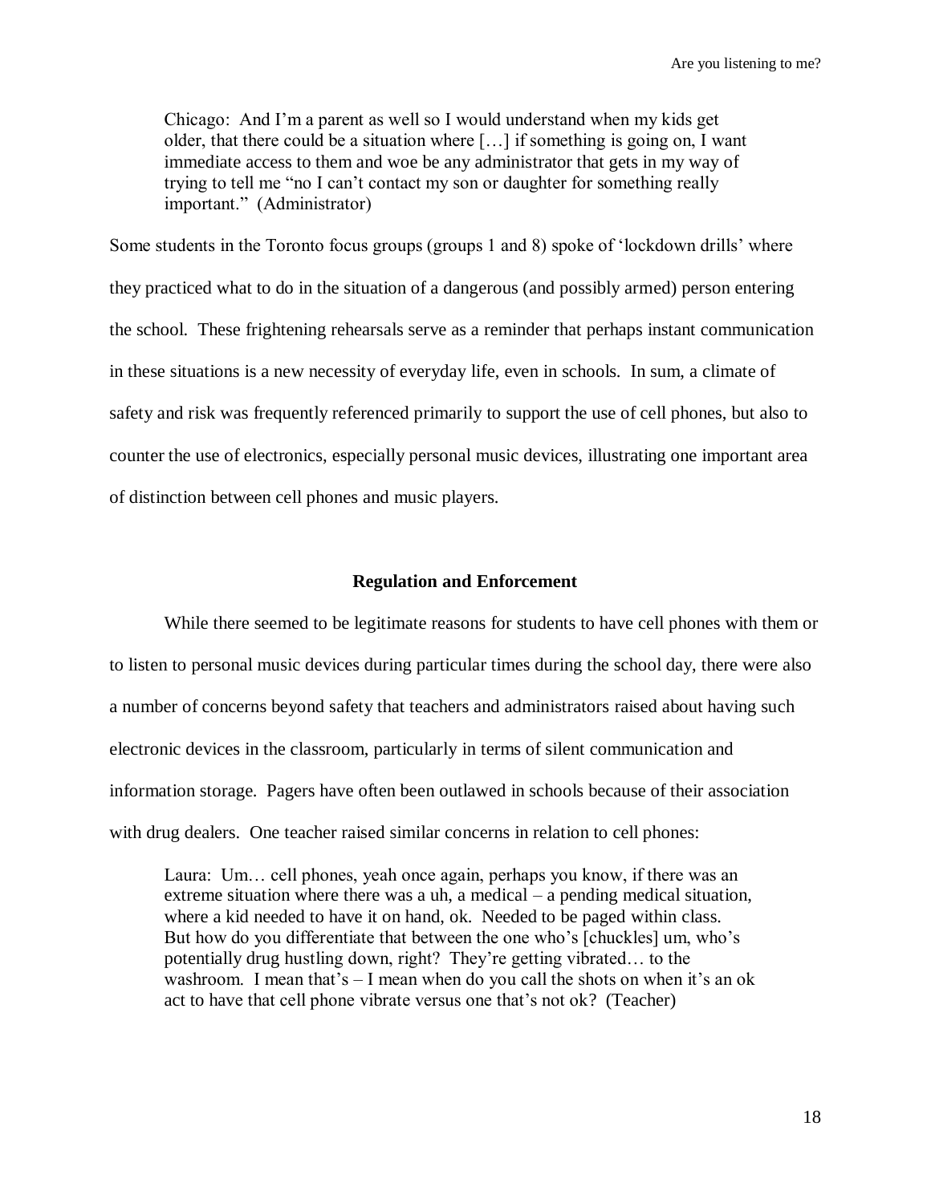> Chicago: And I'm a parent as well so I would understand when my kids get older, that there could be a situation where […] if something is going on, I want immediate access to them and woe be any administrator that gets in my way of trying to tell me "no I can't contact my son or daughter for something really important." (Administrator)

Some students in the Toronto focus groups (groups 1 and 8) spoke of 'lockdown drills' where they practiced what to do in the situation of a dangerous (and possibly armed) person entering the school. These frightening rehearsals serve as a reminder that perhaps instant communication in these situations is a new necessity of everyday life, even in schools. In sum, a climate of safety and risk was frequently referenced primarily to support the use of cell phones, but also to counter the use of electronics, especially personal music devices, illustrating one important area of distinction between cell phones and music players.

## Regulation and Enforcement

While there seemed to be legitimate reasons for students to have cell phones with them or to listen to personal music devices during particular times during the school day, there were also a number of concerns beyond safety that teachers and administrators raised about having such electronic devices in the classroom, particularly in terms of silent communication and information storage. Pagers have often been outlawed in schools because of their association with drug dealers. One teacher raised similar concerns in relation to cell phones:

> Laura: Um… cell phones, yeah once again, perhaps you know, if there was an extreme situation where there was a uh, a medical – a pending medical situation, where a kid needed to have it on hand, ok. Needed to be paged within class. But how do you differentiate that between the one who's [chuckles] um, who's potentially drug hustling down, right? They're getting vibrated… to the washroom. I mean that's – I mean when do you call the shots on when it's an ok act to have that cell phone vibrate versus one that's not ok? (Teacher)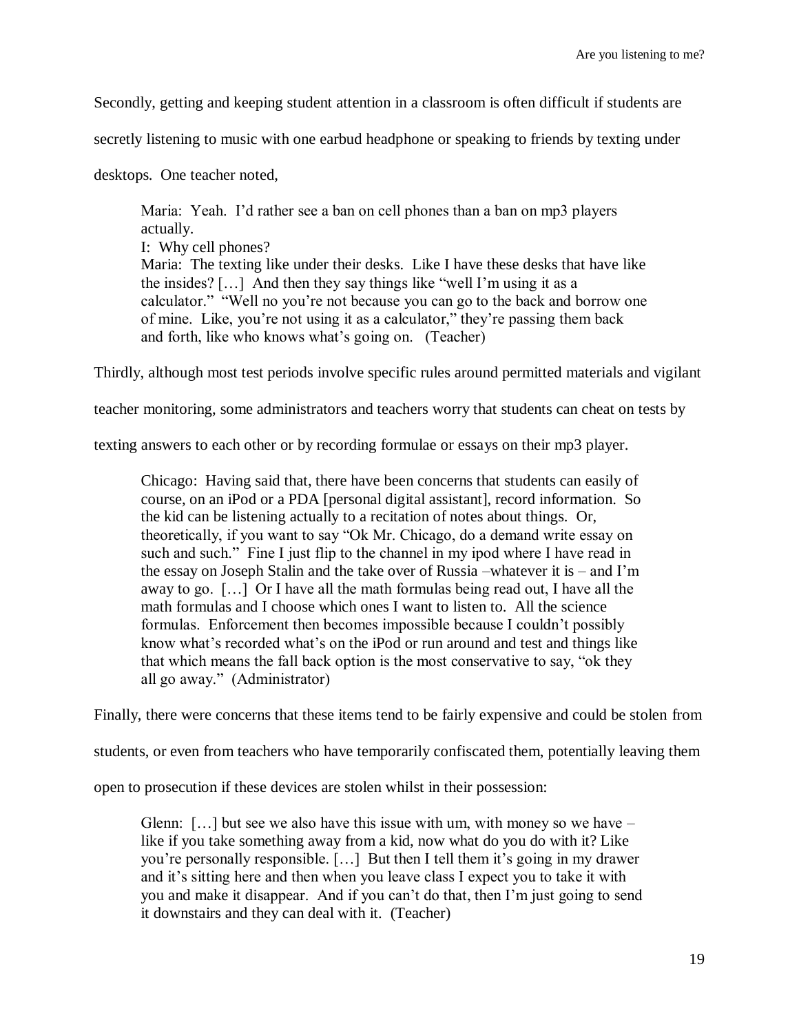Secondly, getting and keeping student attention in a classroom is often difficult if students are secretly listening to music with one earbud headphone or speaking to friends by texting under desktops. One teacher noted,

> Maria: Yeah. I'd rather see a ban on cell phones than a ban on mp3 players actually.
> I: Why cell phones?
> Maria: The texting like under their desks. Like I have these desks that have like the insides? […] And then they say things like "well I'm using it as a calculator." "Well no you're not because you can go to the back and borrow one of mine. Like, you're not using it as a calculator," they're passing them back and forth, like who knows what's going on. (Teacher)

Thirdly, although most test periods involve specific rules around permitted materials and vigilant teacher monitoring, some administrators and teachers worry that students can cheat on tests by texting answers to each other or by recording formulae or essays on their mp3 player.

> Chicago: Having said that, there have been concerns that students can easily of course, on an iPod or a PDA [personal digital assistant], record information. So the kid can be listening actually to a recitation of notes about things. Or, theoretically, if you want to say "Ok Mr. Chicago, do a demand write essay on such and such." Fine I just flip to the channel in my ipod where I have read in the essay on Joseph Stalin and the take over of Russia –whatever it is – and I'm away to go. […] Or I have all the math formulas being read out, I have all the math formulas and I choose which ones I want to listen to. All the science formulas. Enforcement then becomes impossible because I couldn't possibly know what's recorded what's on the iPod or run around and test and things like that which means the fall back option is the most conservative to say, "ok they all go away." (Administrator)

Finally, there were concerns that these items tend to be fairly expensive and could be stolen from students, or even from teachers who have temporarily confiscated them, potentially leaving them open to prosecution if these devices are stolen whilst in their possession:

> Glenn: […] but see we also have this issue with um, with money so we have – like if you take something away from a kid, now what do you do with it? Like you're personally responsible. […] But then I tell them it's going in my drawer and it's sitting here and then when you leave class I expect you to take it with you and make it disappear. And if you can't do that, then I'm just going to send it downstairs and they can deal with it. (Teacher)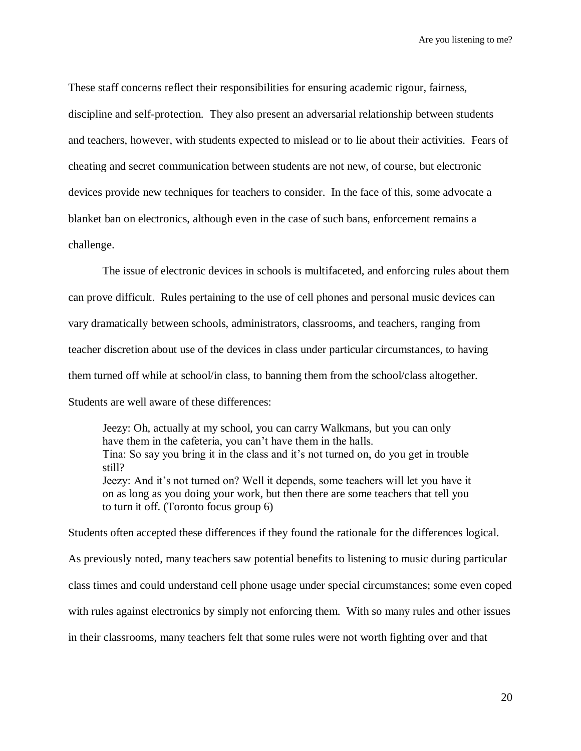These staff concerns reflect their responsibilities for ensuring academic rigour, fairness, discipline and self-protection. They also present an adversarial relationship between students and teachers, however, with students expected to mislead or to lie about their activities. Fears of cheating and secret communication between students are not new, of course, but electronic devices provide new techniques for teachers to consider. In the face of this, some advocate a blanket ban on electronics, although even in the case of such bans, enforcement remains a challenge.

The issue of electronic devices in schools is multifaceted, and enforcing rules about them can prove difficult. Rules pertaining to the use of cell phones and personal music devices can vary dramatically between schools, administrators, classrooms, and teachers, ranging from teacher discretion about use of the devices in class under particular circumstances, to having them turned off while at school/in class, to banning them from the school/class altogether. Students are well aware of these differences:

> Jeezy: Oh, actually at my school, you can carry Walkmans, but you can only have them in the cafeteria, you can't have them in the halls.
> Tina: So say you bring it in the class and it's not turned on, do you get in trouble still?
> Jeezy: And it's not turned on? Well it depends, some teachers will let you have it on as long as you doing your work, but then there are some teachers that tell you to turn it off. (Toronto focus group 6)

Students often accepted these differences if they found the rationale for the differences logical. As previously noted, many teachers saw potential benefits to listening to music during particular class times and could understand cell phone usage under special circumstances; some even coped with rules against electronics by simply not enforcing them. With so many rules and other issues in their classrooms, many teachers felt that some rules were not worth fighting over and that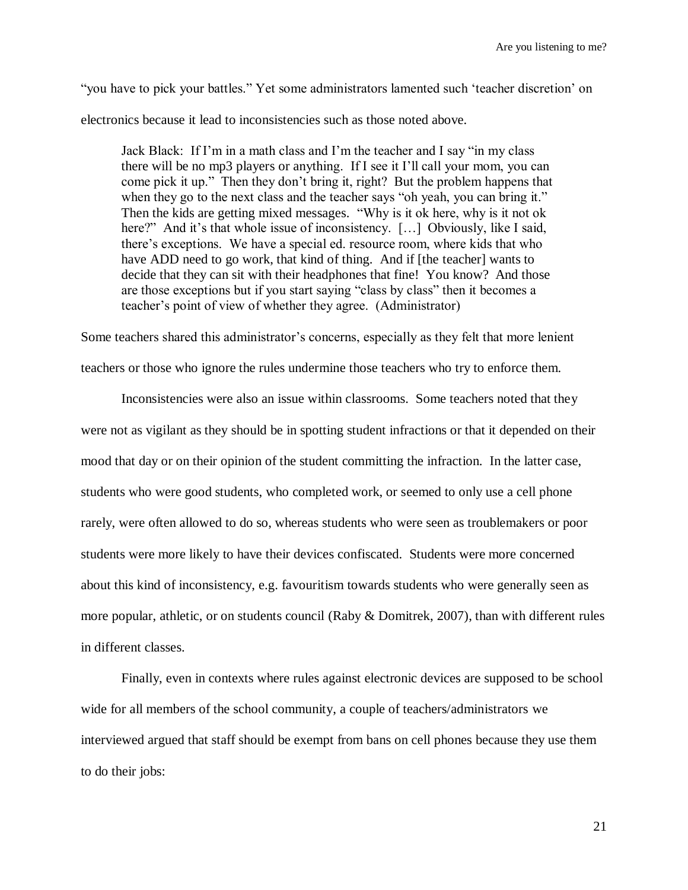"you have to pick your battles." Yet some administrators lamented such 'teacher discretion' on electronics because it lead to inconsistencies such as those noted above.

> Jack Black: If I'm in a math class and I'm the teacher and I say "in my class there will be no mp3 players or anything. If I see it I'll call your mom, you can come pick it up." Then they don't bring it, right? But the problem happens that when they go to the next class and the teacher says "oh yeah, you can bring it." Then the kids are getting mixed messages. "Why is it ok here, why is it not ok here?" And it's that whole issue of inconsistency. […] Obviously, like I said, there's exceptions. We have a special ed. resource room, where kids that who have ADD need to go work, that kind of thing. And if [the teacher] wants to decide that they can sit with their headphones that fine! You know? And those are those exceptions but if you start saying "class by class" then it becomes a teacher's point of view of whether they agree. (Administrator)

Some teachers shared this administrator's concerns, especially as they felt that more lenient teachers or those who ignore the rules undermine those teachers who try to enforce them.

Inconsistencies were also an issue within classrooms. Some teachers noted that they were not as vigilant as they should be in spotting student infractions or that it depended on their mood that day or on their opinion of the student committing the infraction. In the latter case, students who were good students, who completed work, or seemed to only use a cell phone rarely, were often allowed to do so, whereas students who were seen as troublemakers or poor students were more likely to have their devices confiscated. Students were more concerned about this kind of inconsistency, e.g. favouritism towards students who were generally seen as more popular, athletic, or on students council (Raby & Domitrek, 2007), than with different rules in different classes.

Finally, even in contexts where rules against electronic devices are supposed to be school wide for all members of the school community, a couple of teachers/administrators we interviewed argued that staff should be exempt from bans on cell phones because they use them to do their jobs: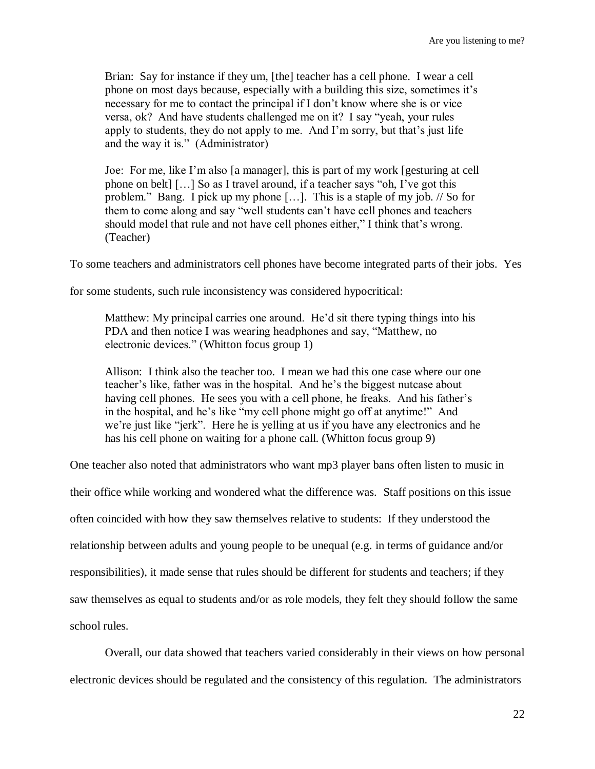> Brian: Say for instance if they um, [the] teacher has a cell phone. I wear a cell phone on most days because, especially with a building this size, sometimes it's necessary for me to contact the principal if I don't know where she is or vice versa, ok? And have students challenged me on it? I say "yeah, your rules apply to students, they do not apply to me. And I'm sorry, but that's just life and the way it is." (Administrator)

> Joe: For me, like I'm also [a manager], this is part of my work [gesturing at cell phone on belt] […] So as I travel around, if a teacher says "oh, I've got this problem." Bang. I pick up my phone […]. This is a staple of my job. // So for them to come along and say "well students can't have cell phones and teachers should model that rule and not have cell phones either," I think that's wrong. (Teacher)

To some teachers and administrators cell phones have become integrated parts of their jobs. Yes for some students, such rule inconsistency was considered hypocritical:

> Matthew: My principal carries one around. He'd sit there typing things into his PDA and then notice I was wearing headphones and say, "Matthew, no electronic devices." (Whitton focus group 1)

> Allison: I think also the teacher too. I mean we had this one case where our one teacher's like, father was in the hospital. And he's the biggest nutcase about having cell phones. He sees you with a cell phone, he freaks. And his father's in the hospital, and he's like "my cell phone might go off at anytime!" And we're just like "jerk". Here he is yelling at us if you have any electronics and he has his cell phone on waiting for a phone call. (Whitton focus group 9)

One teacher also noted that administrators who want mp3 player bans often listen to music in their office while working and wondered what the difference was. Staff positions on this issue often coincided with how they saw themselves relative to students: If they understood the relationship between adults and young people to be unequal (e.g. in terms of guidance and/or responsibilities), it made sense that rules should be different for students and teachers; if they saw themselves as equal to students and/or as role models, they felt they should follow the same school rules.

Overall, our data showed that teachers varied considerably in their views on how personal electronic devices should be regulated and the consistency of this regulation. The administrators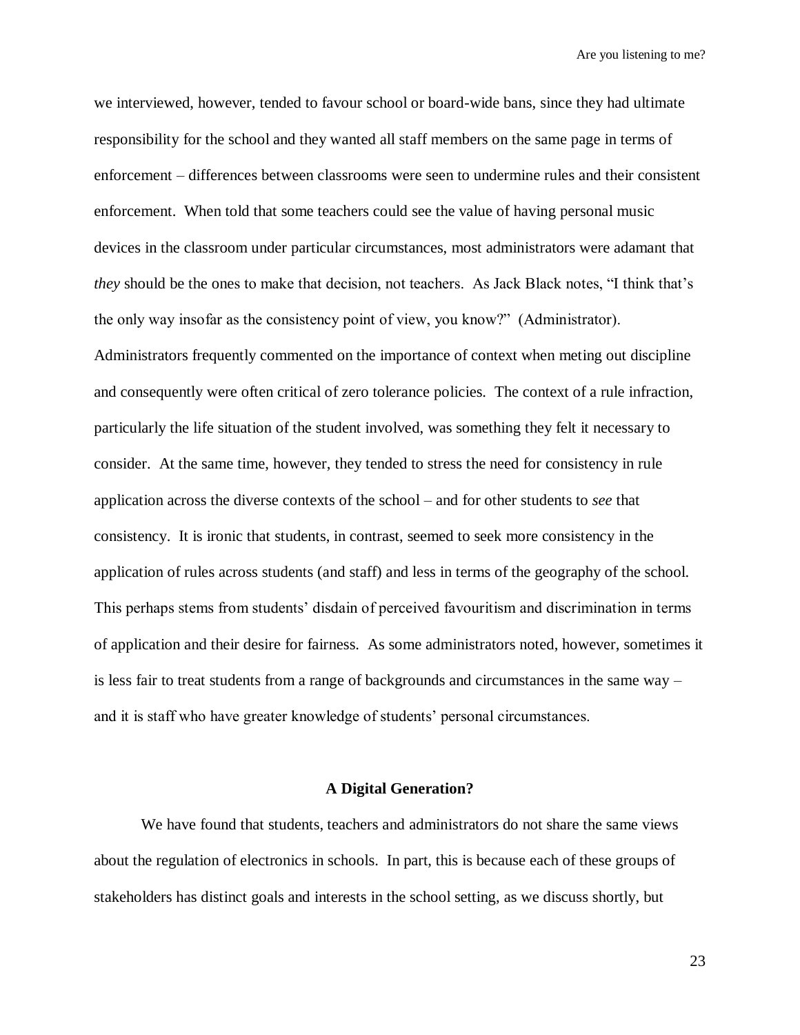we interviewed, however, tended to favour school or board-wide bans, since they had ultimate responsibility for the school and they wanted all staff members on the same page in terms of enforcement – differences between classrooms were seen to undermine rules and their consistent enforcement. When told that some teachers could see the value of having personal music devices in the classroom under particular circumstances, most administrators were adamant that *they* should be the ones to make that decision, not teachers. As Jack Black notes, "I think that's the only way insofar as the consistency point of view, you know?" (Administrator). Administrators frequently commented on the importance of context when meting out discipline and consequently were often critical of zero tolerance policies. The context of a rule infraction, particularly the life situation of the student involved, was something they felt it necessary to consider. At the same time, however, they tended to stress the need for consistency in rule application across the diverse contexts of the school – and for other students to *see* that consistency. It is ironic that students, in contrast, seemed to seek more consistency in the application of rules across students (and staff) and less in terms of the geography of the school. This perhaps stems from students' disdain of perceived favouritism and discrimination in terms of application and their desire for fairness. As some administrators noted, however, sometimes it is less fair to treat students from a range of backgrounds and circumstances in the same way – and it is staff who have greater knowledge of students' personal circumstances.

## A Digital Generation?

We have found that students, teachers and administrators do not share the same views about the regulation of electronics in schools. In part, this is because each of these groups of stakeholders has distinct goals and interests in the school setting, as we discuss shortly, but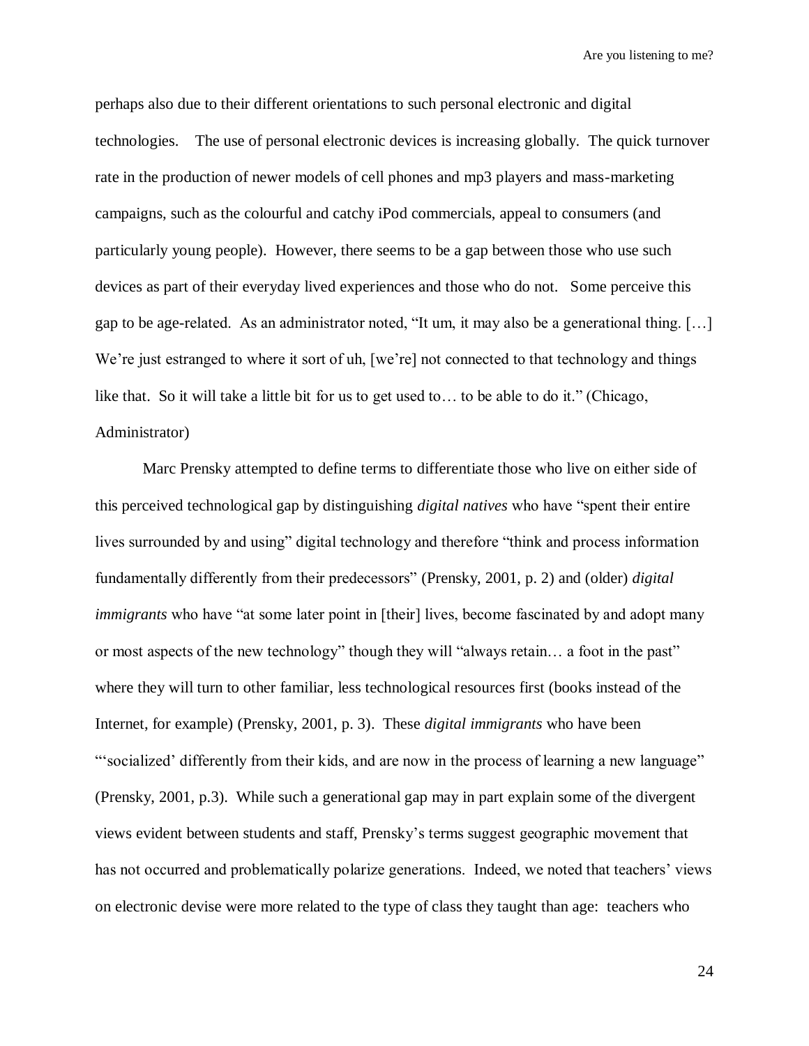perhaps also due to their different orientations to such personal electronic and digital technologies. The use of personal electronic devices is increasing globally. The quick turnover rate in the production of newer models of cell phones and mp3 players and mass-marketing campaigns, such as the colourful and catchy iPod commercials, appeal to consumers (and particularly young people). However, there seems to be a gap between those who use such devices as part of their everyday lived experiences and those who do not. Some perceive this gap to be age-related. As an administrator noted, "It um, it may also be a generational thing. […] We're just estranged to where it sort of uh, [we're] not connected to that technology and things like that. So it will take a little bit for us to get used to… to be able to do it." (Chicago, Administrator)

Marc Prensky attempted to define terms to differentiate those who live on either side of this perceived technological gap by distinguishing *digital natives* who have "spent their entire lives surrounded by and using" digital technology and therefore "think and process information fundamentally differently from their predecessors" (Prensky, 2001, p. 2) and (older) *digital immigrants* who have "at some later point in [their] lives, become fascinated by and adopt many or most aspects of the new technology" though they will "always retain… a foot in the past" where they will turn to other familiar, less technological resources first (books instead of the Internet, for example) (Prensky, 2001, p. 3). These *digital immigrants* who have been "'socialized' differently from their kids, and are now in the process of learning a new language" (Prensky, 2001, p.3). While such a generational gap may in part explain some of the divergent views evident between students and staff, Prensky's terms suggest geographic movement that has not occurred and problematically polarize generations. Indeed, we noted that teachers' views on electronic devise were more related to the type of class they taught than age: teachers who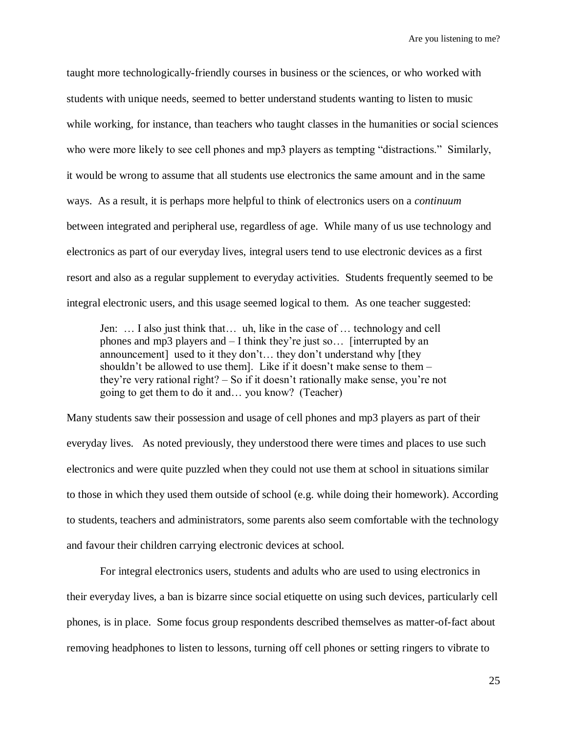taught more technologically-friendly courses in business or the sciences, or who worked with students with unique needs, seemed to better understand students wanting to listen to music while working, for instance, than teachers who taught classes in the humanities or social sciences who were more likely to see cell phones and mp3 players as tempting "distractions." Similarly, it would be wrong to assume that all students use electronics the same amount and in the same ways. As a result, it is perhaps more helpful to think of electronics users on a *continuum* between integrated and peripheral use, regardless of age. While many of us use technology and electronics as part of our everyday lives, integral users tend to use electronic devices as a first resort and also as a regular supplement to everyday activities. Students frequently seemed to be integral electronic users, and this usage seemed logical to them. As one teacher suggested:

> Jen: … I also just think that… uh, like in the case of … technology and cell phones and mp3 players and – I think they're just so… [interrupted by an announcement] used to it they don't… they don't understand why [they shouldn't be allowed to use them]. Like if it doesn't make sense to them – they're very rational right? – So if it doesn't rationally make sense, you're not going to get them to do it and… you know? (Teacher)

Many students saw their possession and usage of cell phones and mp3 players as part of their everyday lives. As noted previously, they understood there were times and places to use such electronics and were quite puzzled when they could not use them at school in situations similar to those in which they used them outside of school (e.g. while doing their homework). According to students, teachers and administrators, some parents also seem comfortable with the technology and favour their children carrying electronic devices at school.

For integral electronics users, students and adults who are used to using electronics in their everyday lives, a ban is bizarre since social etiquette on using such devices, particularly cell phones, is in place. Some focus group respondents described themselves as matter-of-fact about removing headphones to listen to lessons, turning off cell phones or setting ringers to vibrate to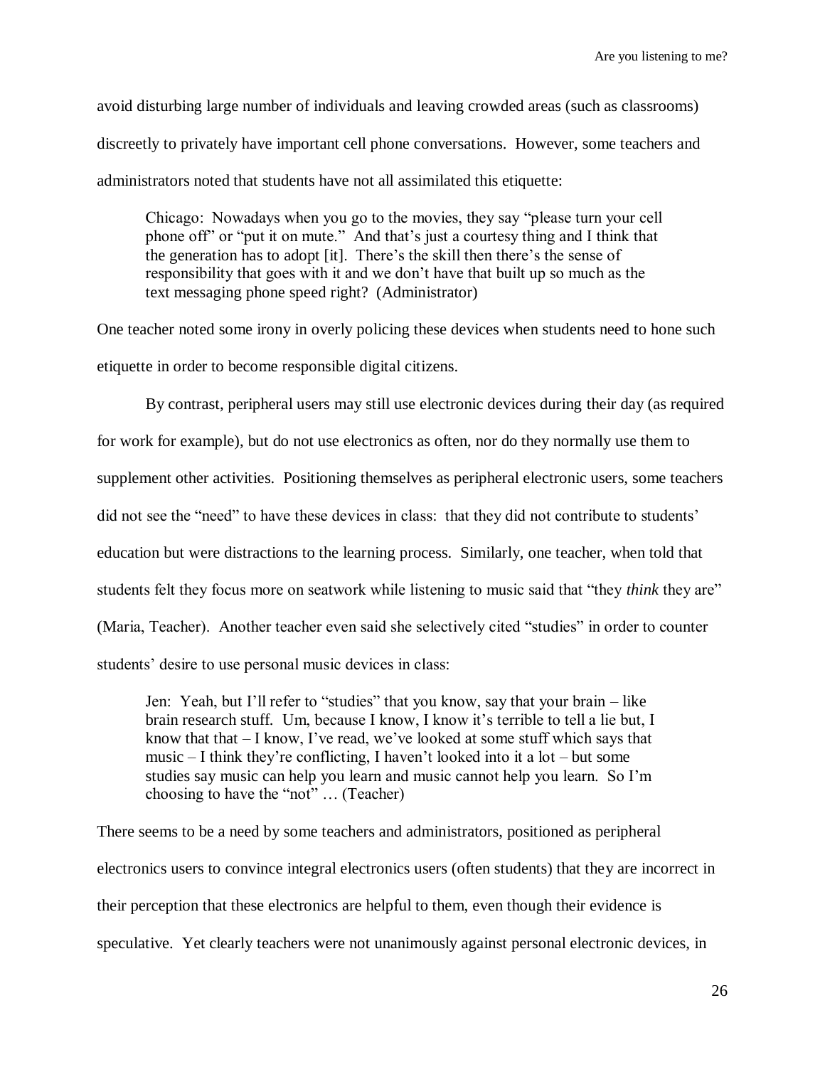avoid disturbing large number of individuals and leaving crowded areas (such as classrooms) discreetly to privately have important cell phone conversations. However, some teachers and administrators noted that students have not all assimilated this etiquette:

> Chicago: Nowadays when you go to the movies, they say "please turn your cell phone off" or "put it on mute." And that's just a courtesy thing and I think that the generation has to adopt [it]. There's the skill then there's the sense of responsibility that goes with it and we don't have that built up so much as the text messaging phone speed right? (Administrator)

One teacher noted some irony in overly policing these devices when students need to hone such etiquette in order to become responsible digital citizens.

By contrast, peripheral users may still use electronic devices during their day (as required for work for example), but do not use electronics as often, nor do they normally use them to supplement other activities. Positioning themselves as peripheral electronic users, some teachers did not see the "need" to have these devices in class: that they did not contribute to students' education but were distractions to the learning process. Similarly, one teacher, when told that students felt they focus more on seatwork while listening to music said that "they *think* they are" (Maria, Teacher). Another teacher even said she selectively cited "studies" in order to counter students' desire to use personal music devices in class:

> Jen: Yeah, but I'll refer to "studies" that you know, say that your brain – like brain research stuff. Um, because I know, I know it's terrible to tell a lie but, I know that that – I know, I've read, we've looked at some stuff which says that music – I think they're conflicting, I haven't looked into it a lot – but some studies say music can help you learn and music cannot help you learn. So I'm choosing to have the "not" … (Teacher)

There seems to be a need by some teachers and administrators, positioned as peripheral electronics users to convince integral electronics users (often students) that they are incorrect in their perception that these electronics are helpful to them, even though their evidence is speculative. Yet clearly teachers were not unanimously against personal electronic devices, in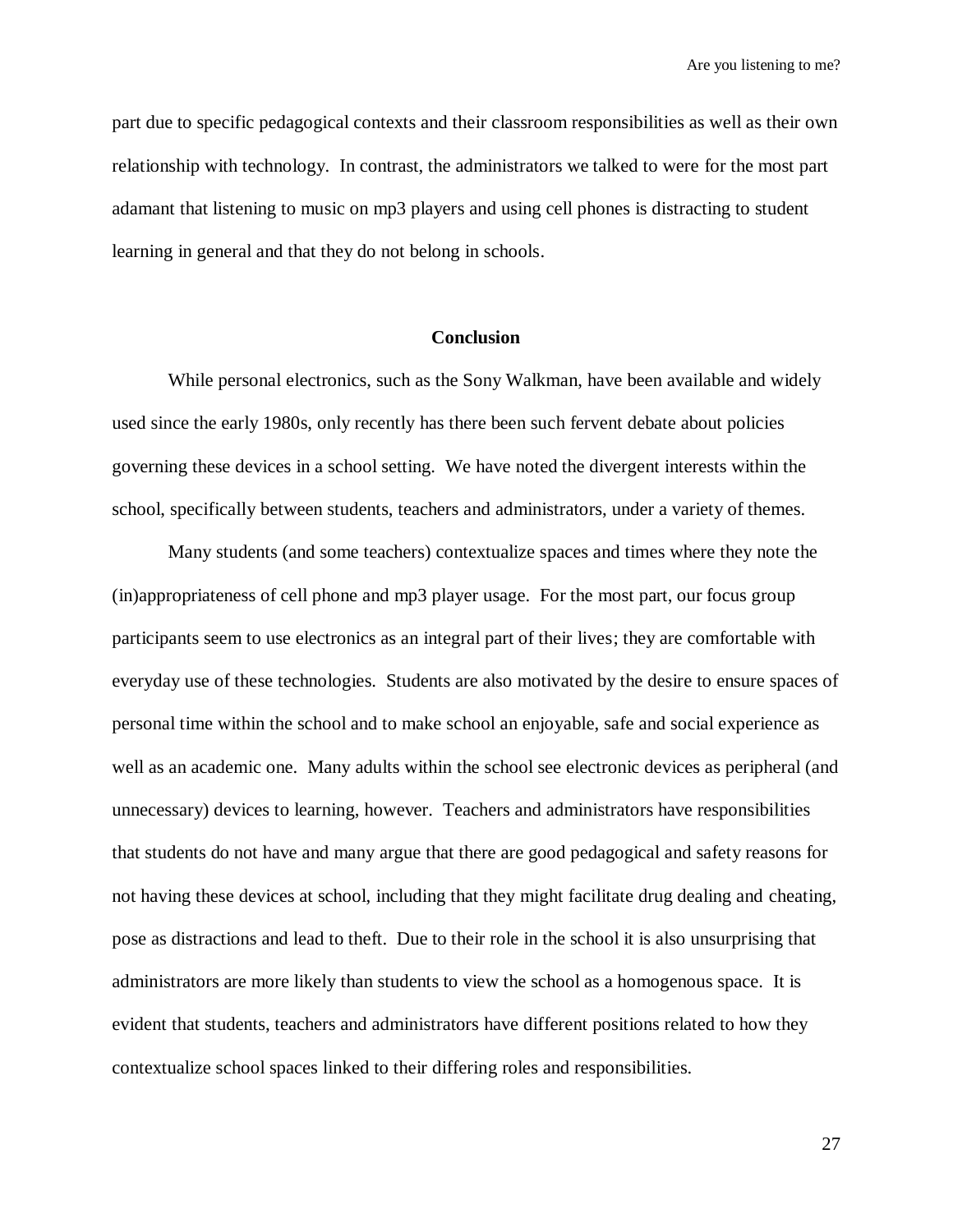part due to specific pedagogical contexts and their classroom responsibilities as well as their own relationship with technology. In contrast, the administrators we talked to were for the most part adamant that listening to music on mp3 players and using cell phones is distracting to student learning in general and that they do not belong in schools.

## Conclusion

While personal electronics, such as the Sony Walkman, have been available and widely used since the early 1980s, only recently has there been such fervent debate about policies governing these devices in a school setting. We have noted the divergent interests within the school, specifically between students, teachers and administrators, under a variety of themes.

Many students (and some teachers) contextualize spaces and times where they note the (in)appropriateness of cell phone and mp3 player usage. For the most part, our focus group participants seem to use electronics as an integral part of their lives; they are comfortable with everyday use of these technologies. Students are also motivated by the desire to ensure spaces of personal time within the school and to make school an enjoyable, safe and social experience as well as an academic one. Many adults within the school see electronic devices as peripheral (and unnecessary) devices to learning, however. Teachers and administrators have responsibilities that students do not have and many argue that there are good pedagogical and safety reasons for not having these devices at school, including that they might facilitate drug dealing and cheating, pose as distractions and lead to theft. Due to their role in the school it is also unsurprising that administrators are more likely than students to view the school as a homogenous space. It is evident that students, teachers and administrators have different positions related to how they contextualize school spaces linked to their differing roles and responsibilities.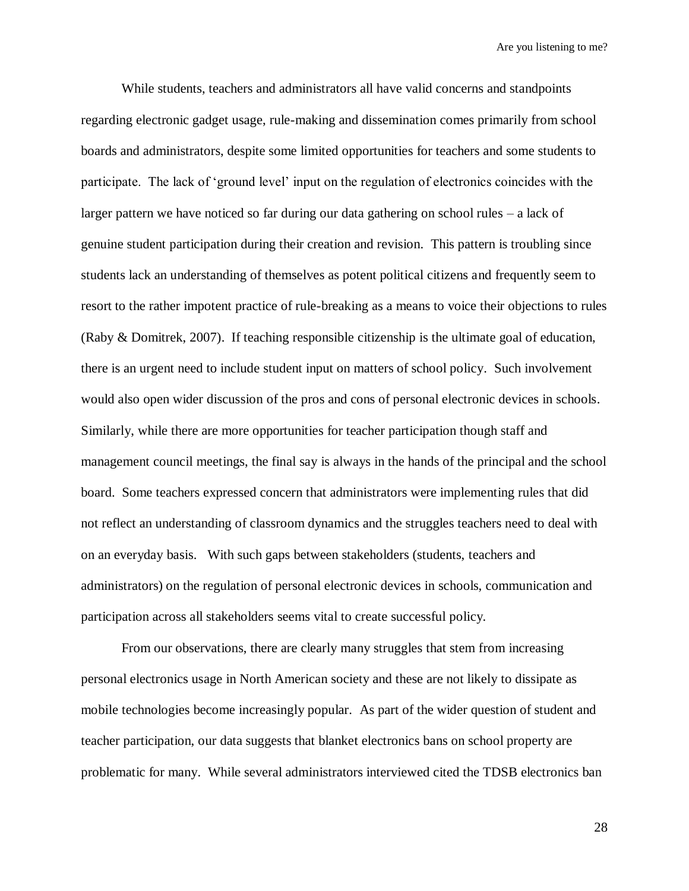While students, teachers and administrators all have valid concerns and standpoints regarding electronic gadget usage, rule-making and dissemination comes primarily from school boards and administrators, despite some limited opportunities for teachers and some students to participate. The lack of 'ground level' input on the regulation of electronics coincides with the larger pattern we have noticed so far during our data gathering on school rules – a lack of genuine student participation during their creation and revision. This pattern is troubling since students lack an understanding of themselves as potent political citizens and frequently seem to resort to the rather impotent practice of rule-breaking as a means to voice their objections to rules (Raby & Domitrek, 2007). If teaching responsible citizenship is the ultimate goal of education, there is an urgent need to include student input on matters of school policy. Such involvement would also open wider discussion of the pros and cons of personal electronic devices in schools. Similarly, while there are more opportunities for teacher participation though staff and management council meetings, the final say is always in the hands of the principal and the school board. Some teachers expressed concern that administrators were implementing rules that did not reflect an understanding of classroom dynamics and the struggles teachers need to deal with on an everyday basis. With such gaps between stakeholders (students, teachers and administrators) on the regulation of personal electronic devices in schools, communication and participation across all stakeholders seems vital to create successful policy.

From our observations, there are clearly many struggles that stem from increasing personal electronics usage in North American society and these are not likely to dissipate as mobile technologies become increasingly popular. As part of the wider question of student and teacher participation, our data suggests that blanket electronics bans on school property are problematic for many. While several administrators interviewed cited the TDSB electronics ban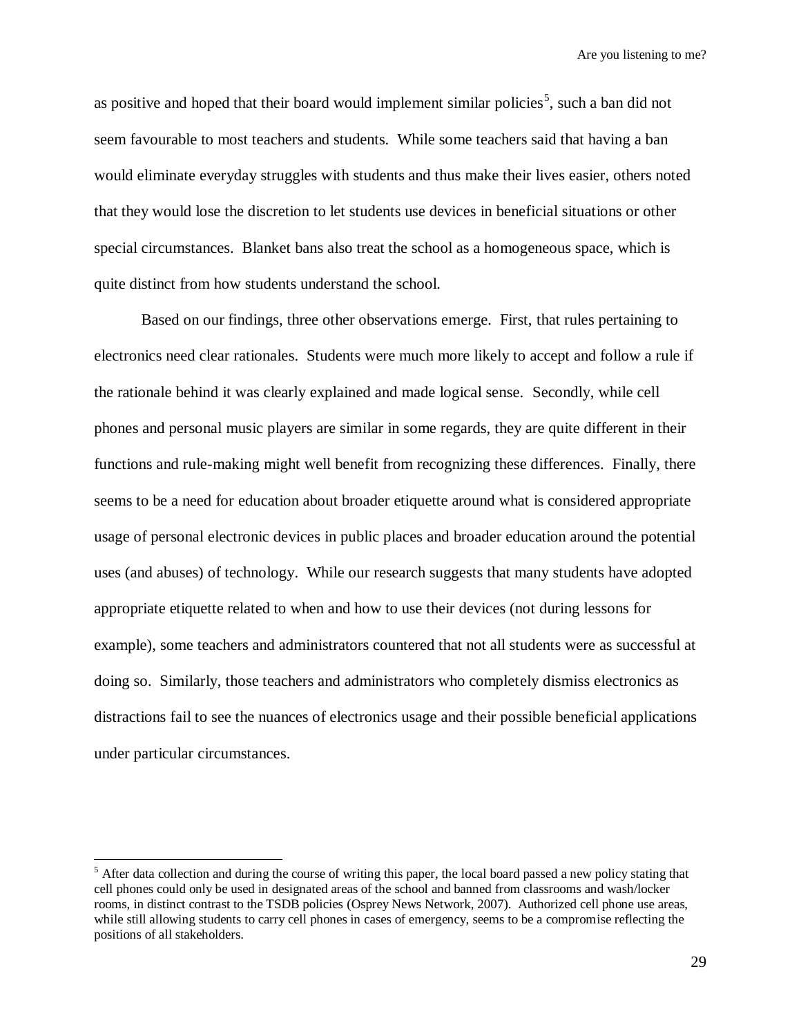as positive and hoped that their board would implement similar policies[5], such a ban did not seem favourable to most teachers and students. While some teachers said that having a ban would eliminate everyday struggles with students and thus make their lives easier, others noted that they would lose the discretion to let students use devices in beneficial situations or other special circumstances. Blanket bans also treat the school as a homogeneous space, which is quite distinct from how students understand the school.

Based on our findings, three other observations emerge. First, that rules pertaining to electronics need clear rationales. Students were much more likely to accept and follow a rule if the rationale behind it was clearly explained and made logical sense. Secondly, while cell phones and personal music players are similar in some regards, they are quite different in their functions and rule-making might well benefit from recognizing these differences. Finally, there seems to be a need for education about broader etiquette around what is considered appropriate usage of personal electronic devices in public places and broader education around the potential uses (and abuses) of technology. While our research suggests that many students have adopted appropriate etiquette related to when and how to use their devices (not during lessons for example), some teachers and administrators countered that not all students were as successful at doing so. Similarly, those teachers and administrators who completely dismiss electronics as distractions fail to see the nuances of electronics usage and their possible beneficial applications under particular circumstances.

---

[5] After data collection and during the course of writing this paper, the local board passed a new policy stating that cell phones could only be used in designated areas of the school and banned from classrooms and wash/locker rooms, in distinct contrast to the TSDB policies (Osprey News Network, 2007). Authorized cell phone use areas, while still allowing students to carry cell phones in cases of emergency, seems to be a compromise reflecting the positions of all stakeholders.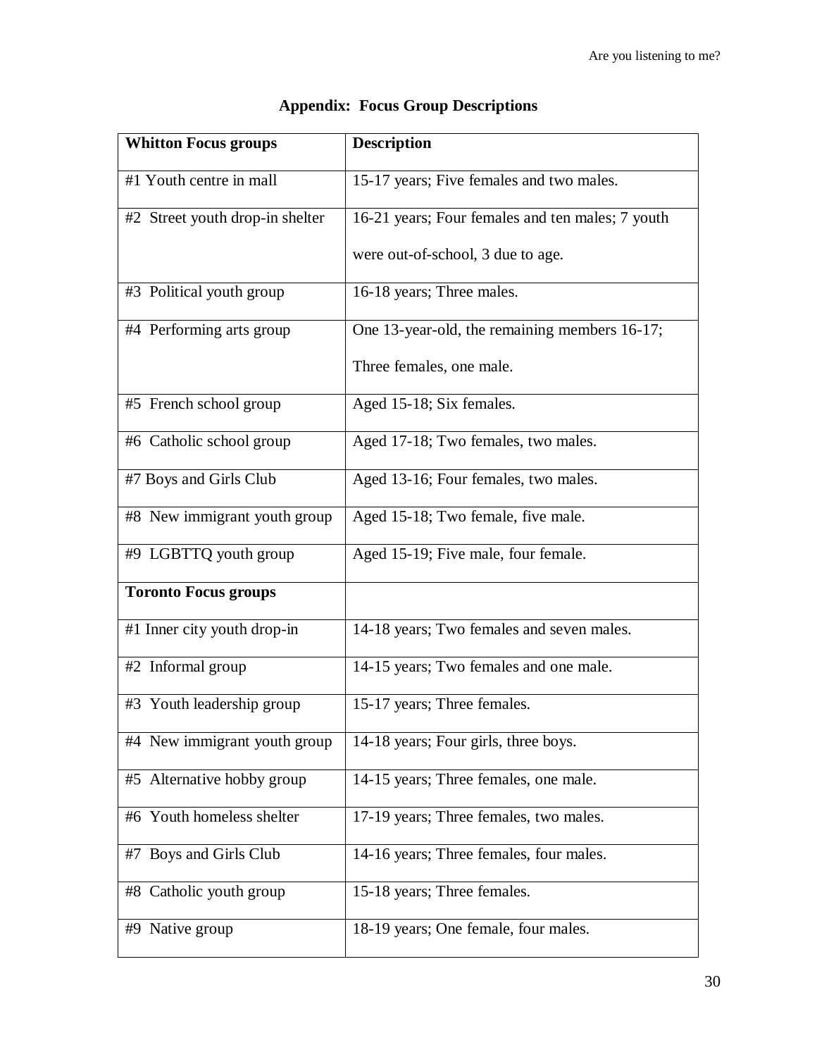## Appendix: Focus Group Descriptions

| **Whitton Focus groups** | **Description** |
|---|---|
| #1 Youth centre in mall | 15-17 years; Five females and two males. |
| #2 Street youth drop-in shelter | 16-21 years; Four females and ten males; 7 youth were out-of-school, 3 due to age. |
| #3 Political youth group | 16-18 years; Three males. |
| #4 Performing arts group | One 13-year-old, the remaining members 16-17; Three females, one male. |
| #5 French school group | Aged 15-18; Six females. |
| #6 Catholic school group | Aged 17-18; Two females, two males. |
| #7 Boys and Girls Club | Aged 13-16; Four females, two males. |
| #8 New immigrant youth group | Aged 15-18; Two female, five male. |
| #9 LGBTTQ youth group | Aged 15-19; Five male, four female. |
| **Toronto Focus groups** | |
| #1 Inner city youth drop-in | 14-18 years; Two females and seven males. |
| #2 Informal group | 14-15 years; Two females and one male. |
| #3 Youth leadership group | 15-17 years; Three females. |
| #4 New immigrant youth group | 14-18 years; Four girls, three boys. |
| #5 Alternative hobby group | 14-15 years; Three females, one male. |
| #6 Youth homeless shelter | 17-19 years; Three females, two males. |
| #7 Boys and Girls Club | 14-16 years; Three females, four males. |
| #8 Catholic youth group | 15-18 years; Three females. |
| #9 Native group | 18-19 years; One female, four males. |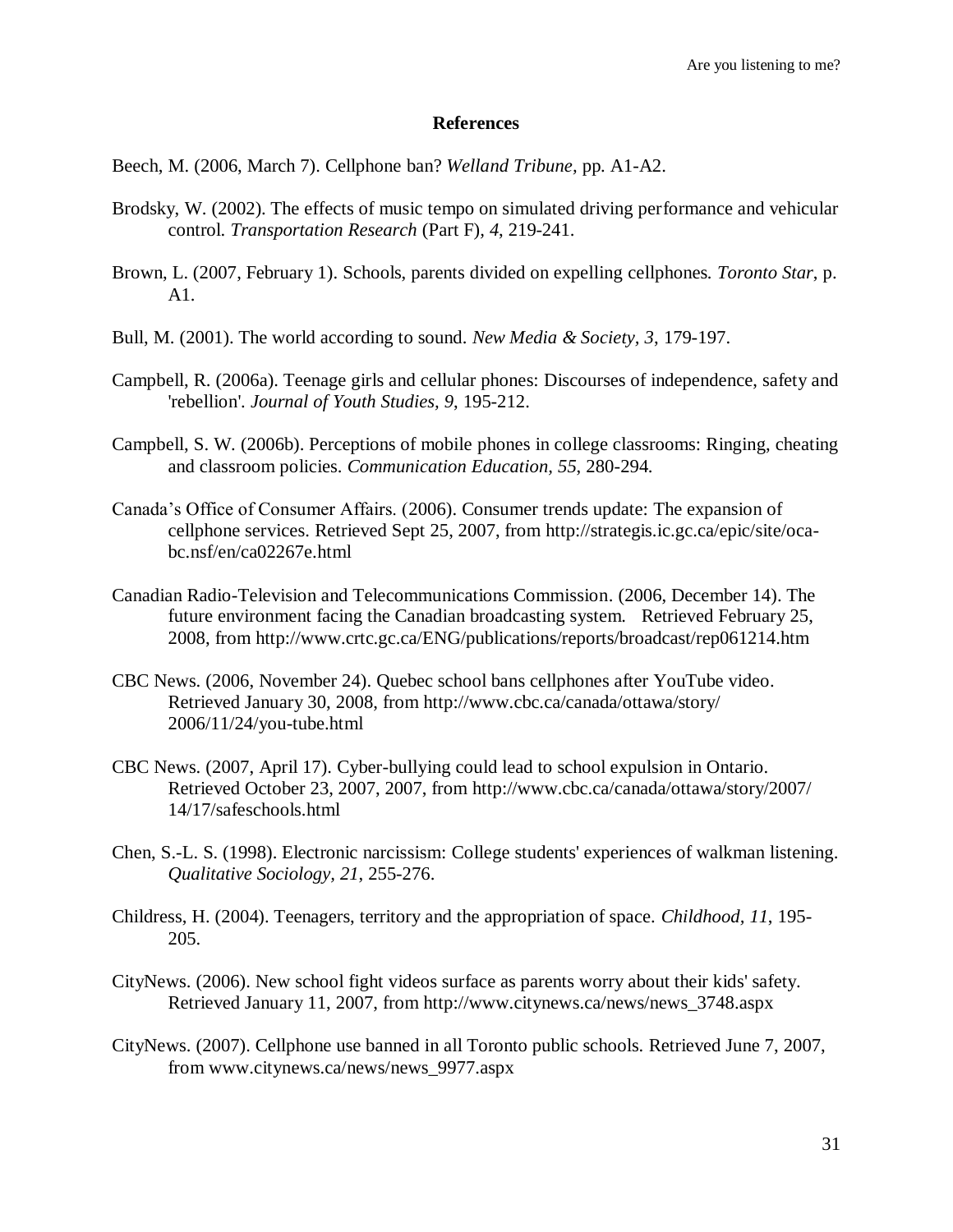## References

Beech, M. (2006, March 7). Cellphone ban? *Welland Tribune*, pp. A1-A2.

Brodsky, W. (2002). The effects of music tempo on simulated driving performance and vehicular control. *Transportation Research* (Part F), *4*, 219-241.

Brown, L. (2007, February 1). Schools, parents divided on expelling cellphones. *Toronto Star*, p. A1.

Bull, M. (2001). The world according to sound. *New Media & Society*, *3*, 179-197.

Campbell, R. (2006a). Teenage girls and cellular phones: Discourses of independence, safety and 'rebellion'. *Journal of Youth Studies, 9*, 195-212.

Campbell, S. W. (2006b). Perceptions of mobile phones in college classrooms: Ringing, cheating and classroom policies. *Communication Education, 55*, 280-294.

Canada's Office of Consumer Affairs. (2006). Consumer trends update: The expansion of cellphone services. Retrieved Sept 25, 2007, from http://strategis.ic.gc.ca/epic/site/oca-bc.nsf/en/ca02267e.html

Canadian Radio-Television and Telecommunications Commission. (2006, December 14). The future environment facing the Canadian broadcasting system. Retrieved February 25, 2008, from http://www.crtc.gc.ca/ENG/publications/reports/broadcast/rep061214.htm

CBC News. (2006, November 24). Quebec school bans cellphones after YouTube video. Retrieved January 30, 2008, from http://www.cbc.ca/canada/ottawa/story/2006/11/24/you-tube.html

CBC News. (2007, April 17). Cyber-bullying could lead to school expulsion in Ontario. Retrieved October 23, 2007, 2007, from http://www.cbc.ca/canada/ottawa/story/2007/14/17/safeschools.html

Chen, S.-L. S. (1998). Electronic narcissism: College students' experiences of walkman listening. *Qualitative Sociology*, *21*, 255-276.

Childress, H. (2004). Teenagers, territory and the appropriation of space. *Childhood*, *11*, 195-205.

CityNews. (2006). New school fight videos surface as parents worry about their kids' safety. Retrieved January 11, 2007, from http://www.citynews.ca/news/news_3748.aspx

CityNews. (2007). Cellphone use banned in all Toronto public schools. Retrieved June 7, 2007, from www.citynews.ca/news/news_9977.aspx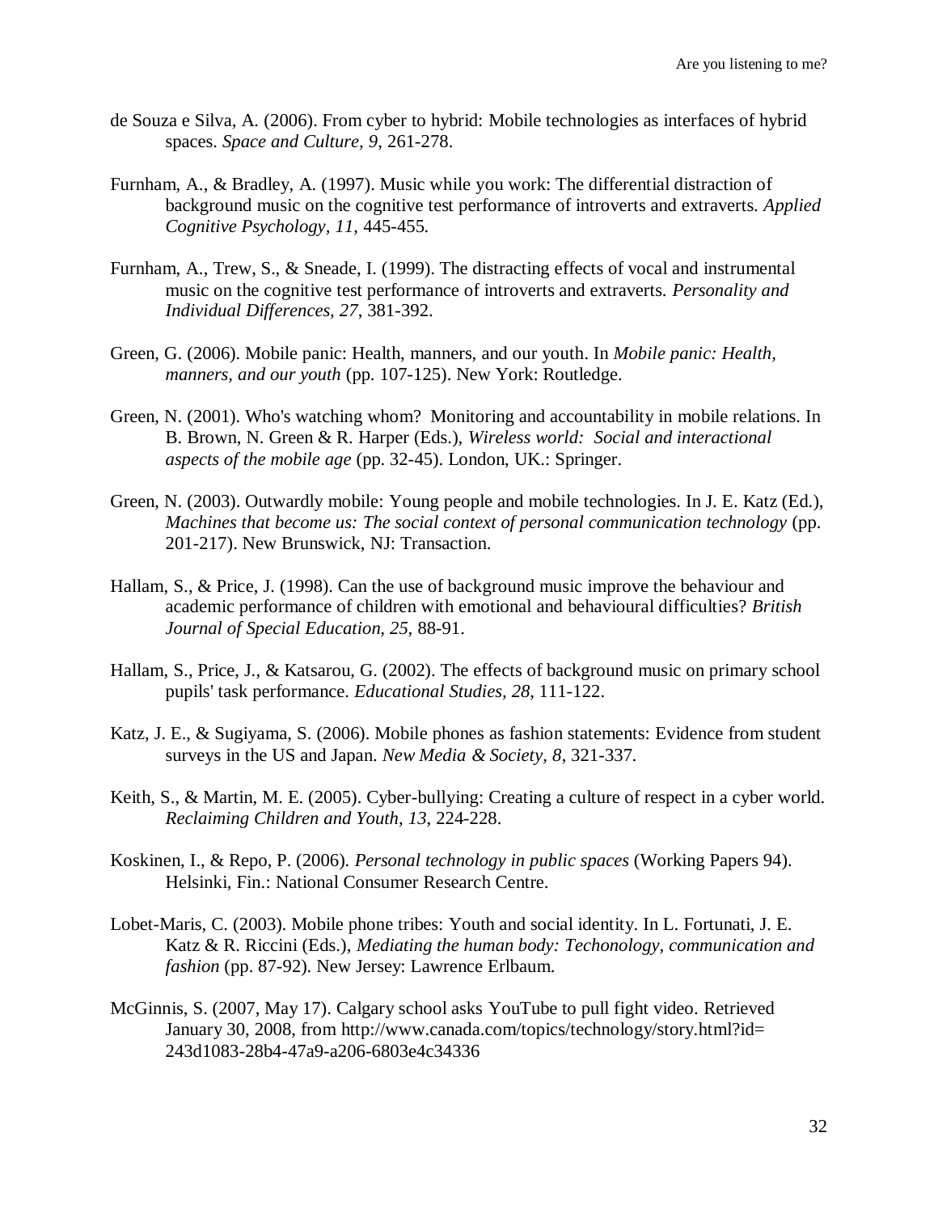de Souza e Silva, A. (2006). From cyber to hybrid: Mobile technologies as interfaces of hybrid spaces. *Space and Culture, 9*, 261-278.

Furnham, A., & Bradley, A. (1997). Music while you work: The differential distraction of background music on the cognitive test performance of introverts and extraverts. *Applied Cognitive Psychology, 11*, 445-455.

Furnham, A., Trew, S., & Sneade, I. (1999). The distracting effects of vocal and instrumental music on the cognitive test performance of introverts and extraverts. *Personality and Individual Differences, 27*, 381-392.

Green, G. (2006). Mobile panic: Health, manners, and our youth. In *Mobile panic: Health, manners, and our youth* (pp. 107-125). New York: Routledge.

Green, N. (2001). Who's watching whom? Monitoring and accountability in mobile relations. In B. Brown, N. Green & R. Harper (Eds.), *Wireless world: Social and interactional aspects of the mobile age* (pp. 32-45). London, UK.: Springer.

Green, N. (2003). Outwardly mobile: Young people and mobile technologies. In J. E. Katz (Ed.), *Machines that become us: The social context of personal communication technology* (pp. 201-217). New Brunswick, NJ: Transaction.

Hallam, S., & Price, J. (1998). Can the use of background music improve the behaviour and academic performance of children with emotional and behavioural difficulties? *British Journal of Special Education, 25*, 88-91.

Hallam, S., Price, J., & Katsarou, G. (2002). The effects of background music on primary school pupils' task performance. *Educational Studies, 28*, 111-122.

Katz, J. E., & Sugiyama, S. (2006). Mobile phones as fashion statements: Evidence from student surveys in the US and Japan. *New Media & Society, 8*, 321-337.

Keith, S., & Martin, M. E. (2005). Cyber-bullying: Creating a culture of respect in a cyber world. *Reclaiming Children and Youth, 13*, 224-228.

Koskinen, I., & Repo, P. (2006). *Personal technology in public spaces* (Working Papers 94). Helsinki, Fin.: National Consumer Research Centre.

Lobet-Maris, C. (2003). Mobile phone tribes: Youth and social identity. In L. Fortunati, J. E. Katz & R. Riccini (Eds.), *Mediating the human body: Techonology, communication and fashion* (pp. 87-92). New Jersey: Lawrence Erlbaum.

McGinnis, S. (2007, May 17). Calgary school asks YouTube to pull fight video. Retrieved January 30, 2008, from http://www.canada.com/topics/technology/story.html?id=243d1083-28b4-47a9-a206-6803e4c34336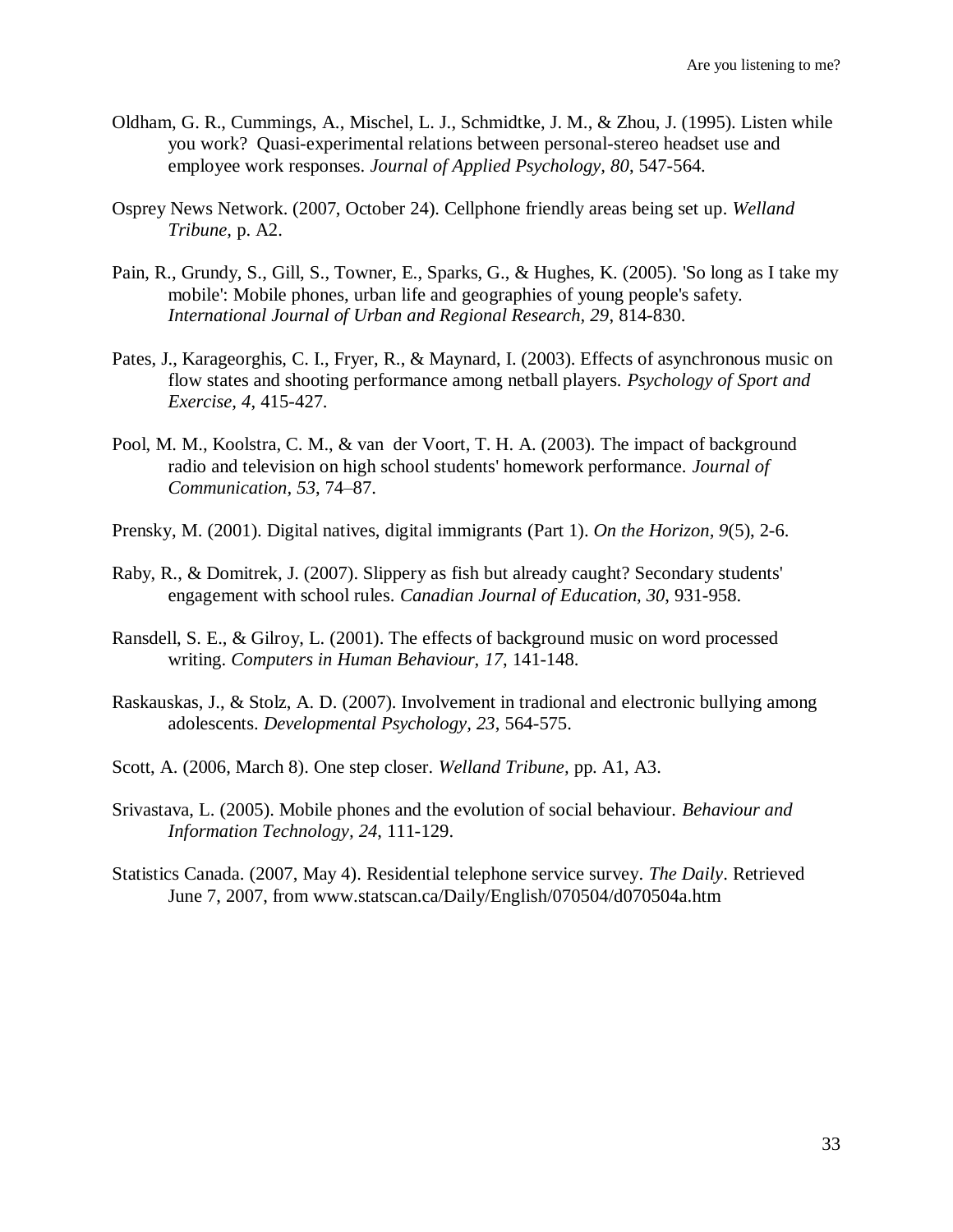Oldham, G. R., Cummings, A., Mischel, L. J., Schmidtke, J. M., & Zhou, J. (1995). Listen while you work? Quasi-experimental relations between personal-stereo headset use and employee work responses. *Journal of Applied Psychology, 80*, 547-564.

Osprey News Network. (2007, October 24). Cellphone friendly areas being set up. *Welland Tribune,* p. A2.

Pain, R., Grundy, S., Gill, S., Towner, E., Sparks, G., & Hughes, K. (2005). 'So long as I take my mobile': Mobile phones, urban life and geographies of young people's safety. *International Journal of Urban and Regional Research, 29*, 814-830.

Pates, J., Karageorghis, C. I., Fryer, R., & Maynard, I. (2003). Effects of asynchronous music on flow states and shooting performance among netball players. *Psychology of Sport and Exercise, 4*, 415-427.

Pool, M. M., Koolstra, C. M., & van der Voort, T. H. A. (2003). The impact of background radio and television on high school students' homework performance. *Journal of Communication*, *53*, 74–87.

Prensky, M. (2001). Digital natives, digital immigrants (Part 1). *On the Horizon, 9*(5), 2-6.

Raby, R., & Domitrek, J. (2007). Slippery as fish but already caught? Secondary students' engagement with school rules. *Canadian Journal of Education, 30*, 931-958.

Ransdell, S. E., & Gilroy, L. (2001). The effects of background music on word processed writing. *Computers in Human Behaviour, 17*, 141-148.

Raskauskas, J., & Stolz, A. D. (2007). Involvement in tradional and electronic bullying among adolescents. *Developmental Psychology, 23*, 564-575.

Scott, A. (2006, March 8). One step closer. *Welland Tribune,* pp. A1, A3.

Srivastava, L. (2005). Mobile phones and the evolution of social behaviour. *Behaviour and Information Technology, 24*, 111-129.

Statistics Canada. (2007, May 4). Residential telephone service survey. *The Daily*. Retrieved June 7, 2007, from www.statscan.ca/Daily/English/070504/d070504a.htm